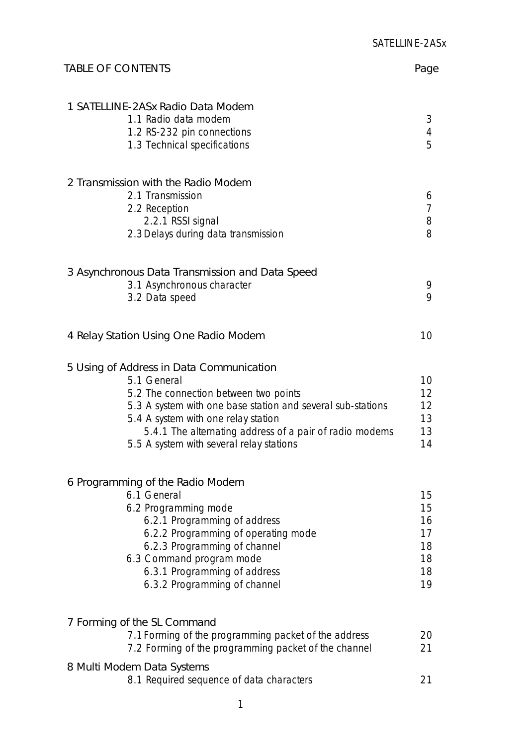# TABLE OF CONTENTS

| | Page |
|---|---|
| **1 SATELLINE-2ASx Radio Data Modem** | |
| 1.1 Radio data modem | 3 |
| 1.2 RS-232 pin connections | 4 |
| 1.3 Technical specifications | 5 |
| **2 Transmission with the Radio Modem** | |
| 2.1 Transmission | 6 |
| 2.2 Reception | 7 |
| 2.2.1 RSSI signal | 8 |
| 2.3 Delays during data transmission | 8 |
| **3 Asynchronous Data Transmission and Data Speed** | |
| 3.1 Asynchronous character | 9 |
| 3.2 Data speed | 9 |
| **4 Relay Station Using One Radio Modem** | 10 |
| **5 Using of Address in Data Communication** | |
| 5.1 General | 10 |
| 5.2 The connection between two points | 12 |
| 5.3 A system with one base station and several sub-stations | 12 |
| 5.4 A system with one relay station | 13 |
| 5.4.1 The alternating address of a pair of radio modems | 13 |
| 5.5 A system with several relay stations | 14 |
| **6 Programming of the Radio Modem** | |
| 6.1 General | 15 |
| 6.2 Programming mode | 15 |
| 6.2.1 Programming of address | 16 |
| 6.2.2 Programming of operating mode | 17 |
| 6.2.3 Programming of channel | 18 |
| 6.3 Command program mode | 18 |
| 6.3.1 Programming of address | 18 |
| 6.3.2 Programming of channel | 19 |
| **7 Forming of the SL Command** | |
| 7.1 Forming of the programming packet of the address | 20 |
| 7.2 Forming of the programming packet of the channel | 21 |
| **8 Multi Modem Data Systems** | |
| 8.1 Required sequence of data characters | 21 |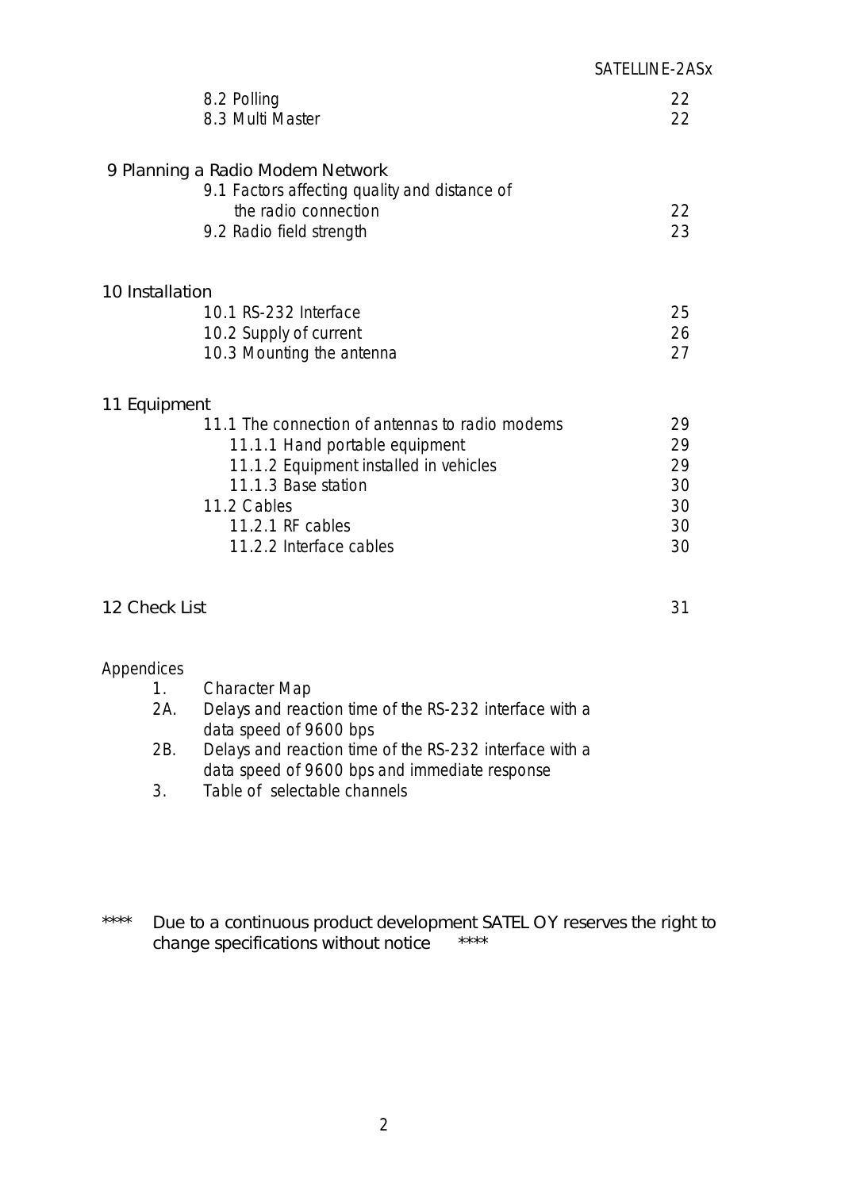| | |
|---|---|
| 8.2 Polling | 22 |
| 8.3 Multi Master | 22 |
| **9 Planning a Radio Modem Network** | |
| 9.1 Factors affecting quality and distance of the radio connection | 22 |
| 9.2 Radio field strength | 23 |
| **10 Installation** | |
| 10.1 RS-232 Interface | 25 |
| 10.2 Supply of current | 26 |
| 10.3 Mounting the antenna | 27 |
| **11 Equipment** | |
| 11.1 The connection of antennas to radio modems | 29 |
| 11.1.1 Hand portable equipment | 29 |
| 11.1.2 Equipment installed in vehicles | 29 |
| 11.1.3 Base station | 30 |
| 11.2 Cables | 30 |
| 11.2.1 RF cables | 30 |
| 11.2.2 Interface cables | 30 |
| **12 Check List** | 31 |

Appendices

1. Character Map
2A. Delays and reaction time of the RS-232 interface with a data speed of 9600 bps
2B. Delays and reaction time of the RS-232 interface with a data speed of 9600 bps and immediate response
3. Table of selectable channels

**** Due to a continuous product development SATEL OY reserves the right to change specifications without notice ****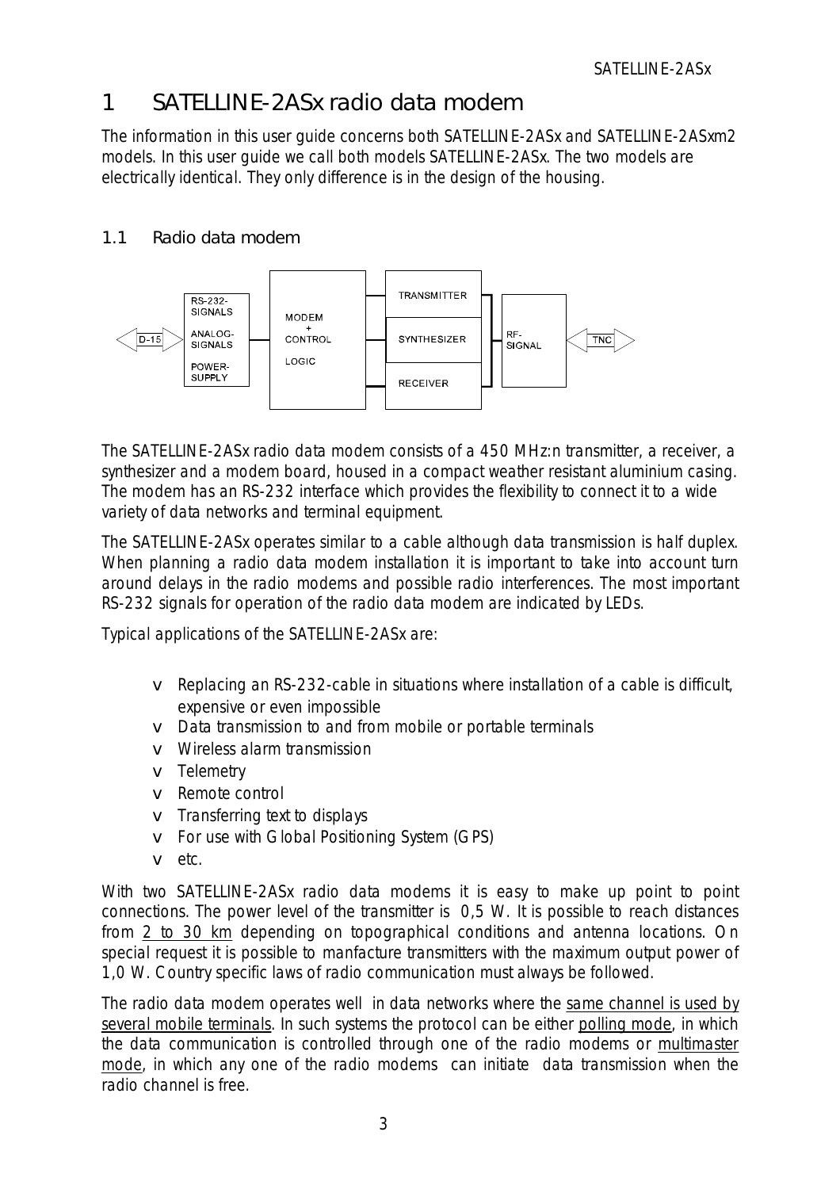# 1 SATELLINE-2ASx radio data modem

The information in this user guide concerns both SATELLINE-2ASx and SATELLINE-2ASxm2 models. In this user guide we call both models SATELLINE-2ASx. The two models are electrically identical. They only difference is in the design of the housing.

## 1.1 Radio data modem

The SATELLINE-2ASx radio data modem consists of a 450 MHz:n transmitter, a receiver, a synthesizer and a modem board, housed in a compact weather resistant aluminium casing. The modem has an RS-232 interface which provides the flexibility to connect it to a wide variety of data networks and terminal equipment.

The SATELLINE-2ASx operates similar to a cable although data transmission is half duplex. When planning a radio data modem installation it is important to take into account turn around delays in the radio modems and possible radio interferences. The most important RS-232 signals for operation of the radio data modem are indicated by LEDs.

Typical applications of the SATELLINE-2ASx are:

- Replacing an RS-232-cable in situations where installation of a cable is difficult, expensive or even impossible
- Data transmission to and from mobile or portable terminals
- Wireless alarm transmission
- Telemetry
- Remote control
- Transferring text to displays
- For use with Global Positioning System (GPS)
- etc.

With two SATELLINE-2ASx radio data modems it is easy to make up point to point connections. The power level of the transmitter is 0,5 W. It is possible to reach distances from 2 to 30 km depending on topographical conditions and antenna locations. On special request it is possible to manfacture transmitters with the maximum output power of 1,0 W. Country specific laws of radio communication must always be followed.

The radio data modem operates well in data networks where the same channel is used by several mobile terminals. In such systems the protocol can be either polling mode, in which the data communication is controlled through one of the radio modems or multimaster mode, in which any one of the radio modems can initiate data transmission when the radio channel is free.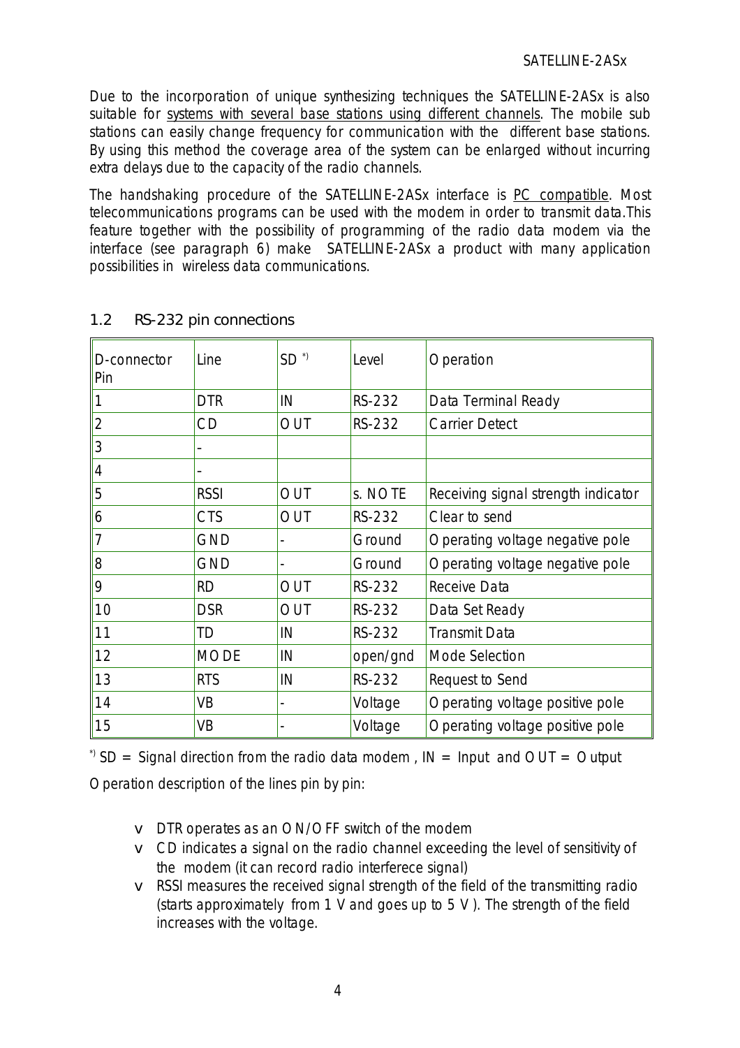Due to the incorporation of unique synthesizing techniques the SATELLINE-2ASx is also suitable for systems with several base stations using different channels. The mobile sub stations can easily change frequency for communication with the different base stations. By using this method the coverage area of the system can be enlarged without incurring extra delays due to the capacity of the radio channels.

The handshaking procedure of the SATELLINE-2ASx interface is PC compatible. Most telecommunications programs can be used with the modem in order to transmit data.This feature together with the possibility of programming of the radio data modem via the interface (see paragraph 6) make SATELLINE-2ASx a product with many application possibilities in wireless data communications.

## 1.2 RS-232 pin connections

| D-connector Pin | Line | SD *) | Level | Operation |
|---|---|---|---|---|
| 1 | DTR | IN | RS-232 | Data Terminal Ready |
| 2 | CD | OUT | RS-232 | Carrier Detect |
| 3 | - | | | |
| 4 | - | | | |
| 5 | RSSI | OUT | s. NOTE | Receiving signal strength indicator |
| 6 | CTS | OUT | RS-232 | Clear to send |
| 7 | GND | - | Ground | Operating voltage negative pole |
| 8 | GND | - | Ground | Operating voltage negative pole |
| 9 | RD | OUT | RS-232 | Receive Data |
| 10 | DSR | OUT | RS-232 | Data Set Ready |
| 11 | TD | IN | RS-232 | Transmit Data |
| 12 | MODE | IN | open/gnd | Mode Selection |
| 13 | RTS | IN | RS-232 | Request to Send |
| 14 | VB | - | Voltage | Operating voltage positive pole |
| 15 | VB | - | Voltage | Operating voltage positive pole |

*) SD = Signal direction from the radio data modem , IN = Input and OUT = Output

Operation description of the lines pin by pin:

- DTR operates as an ON/OFF switch of the modem
- CD indicates a signal on the radio channel exceeding the level of sensitivity of the modem (it can record radio interferece signal)
- RSSI measures the received signal strength of the field of the transmitting radio (starts approximately from 1 V and goes up to 5 V). The strength of the field increases with the voltage.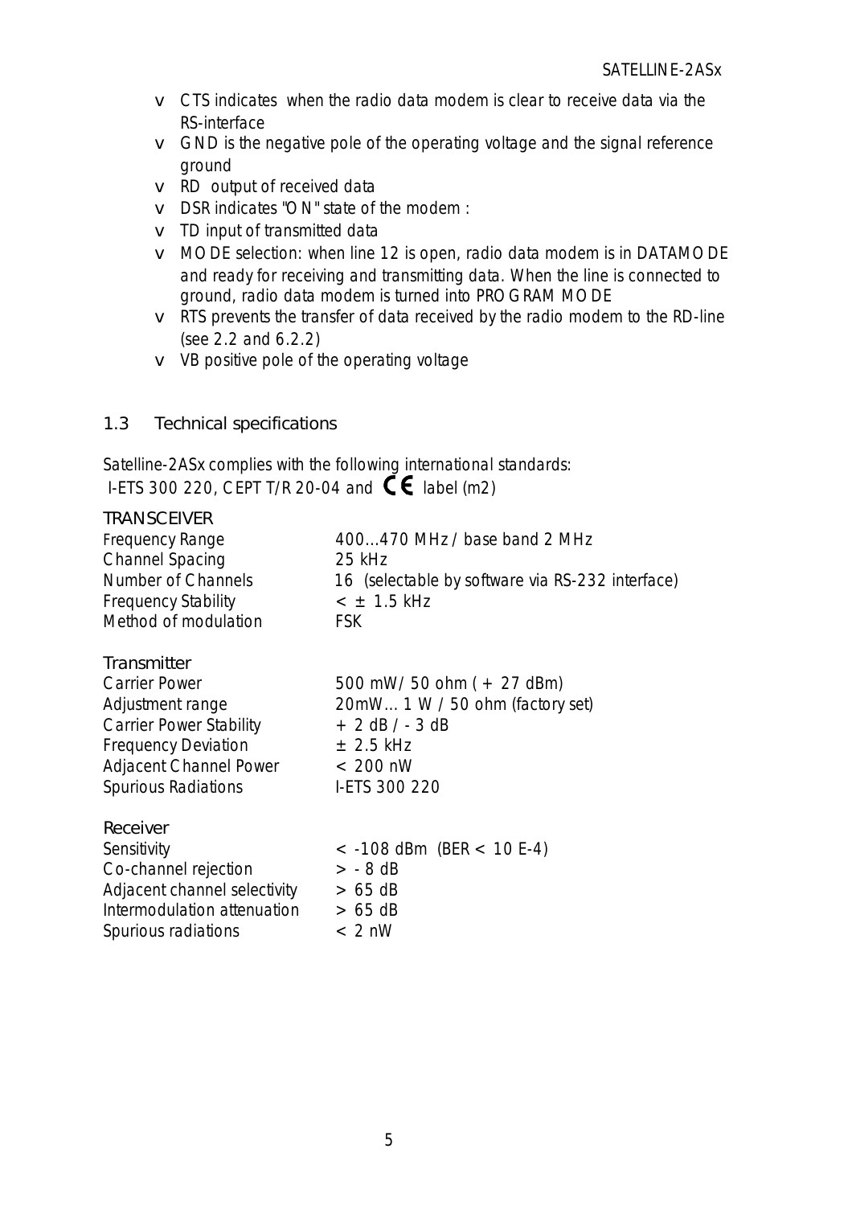- CTS indicates when the radio data modem is clear to receive data via the RS-interface
- GND is the negative pole of the operating voltage and the signal reference ground
- RD output of received data
- DSR indicates "ON" state of the modem :
- TD input of transmitted data
- MODE selection: when line 12 is open, radio data modem is in DATAMODE and ready for receiving and transmitting data. When the line is connected to ground, radio data modem is turned into PROGRAM MODE
- RTS prevents the transfer of data received by the radio modem to the RD-line (see 2.2 and 6.2.2)
- VB positive pole of the operating voltage

## 1.3 Technical specifications

Satelline-2ASx complies with the following international standards:
I-ETS 300 220, CEPT T/R 20-04 and CE label (m2)

### TRANSCEIVER

| | |
|---|---|
| Frequency Range | 400...470 MHz / base band 2 MHz |
| Channel Spacing | 25 kHz |
| Number of Channels | 16 (selectable by software via RS-232 interface) |
| Frequency Stability | < ± 1.5 kHz |
| Method of modulation | FSK |

### Transmitter

| | |
|---|---|
| Carrier Power | 500 mW/ 50 ohm ( + 27 dBm) |
| Adjustment range | 20mW... 1 W / 50 ohm (factory set) |
| Carrier Power Stability | + 2 dB / - 3 dB |
| Frequency Deviation | ± 2.5 kHz |
| Adjacent Channel Power | < 200 nW |
| Spurious Radiations | I-ETS 300 220 |

### Receiver

| | |
|---|---|
| Sensitivity | < -108 dBm (BER < 10 E-4) |
| Co-channel rejection | > - 8 dB |
| Adjacent channel selectivity | > 65 dB |
| Intermodulation attenuation | > 65 dB |
| Spurious radiations | < 2 nW |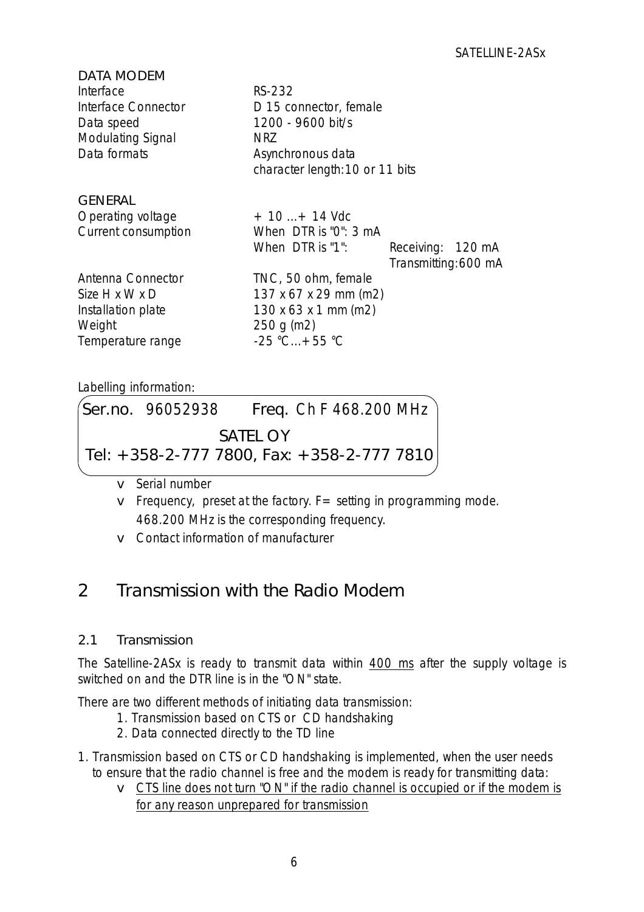DATA MODEM

| | |
|---|---|
| Interface | RS-232 |
| Interface Connector | D 15 connector, female |
| Data speed | 1200 - 9600 bit/s |
| Modulating Signal | NRZ |
| Data formats | Asynchronous data<br>character length:10 or 11 bits |

GENERAL

| | | |
|---|---|---|
| Operating voltage | + 10 ...+ 14 Vdc | |
| Current consumption | When DTR is "0": 3 mA | |
| | When DTR is "1": | Receiving: 120 mA<br>Transmitting:600 mA |
| Antenna Connector | TNC, 50 ohm, female | |
| Size H x W x D | 137 x 67 x 29 mm (m2) | |
| Installation plate | 130 x 63 x 1 mm (m2) | |
| Weight | 250 g (m2) | |
| Temperature range | -25 °C...+55 °C | |

Labelling information:

```
Ser.no. 96052938      Freq. Ch F 468.200 MHz
                SATEL OY
Tel: +358-2-777 7800, Fax: +358-2-777 7810
```

- Serial number
- Frequency, preset at the factory. F= setting in programming mode. 468.200 MHz is the corresponding frequency.
- Contact information of manufacturer

# 2 Transmission with the Radio Modem

## 2.1 Transmission

The Satelline-2ASx is ready to transmit data within <u>400 ms</u> after the supply voltage is switched on and the DTR line is in the "ON" state.

There are two different methods of initiating data transmission:

1. Transmission based on CTS or CD handshaking
2. Data connected directly to the TD line

1. Transmission based on CTS or CD handshaking is implemented, when the user needs to ensure that the radio channel is free and the modem is ready for transmitting data:
   - <u>CTS line does not turn "ON" if the radio channel is occupied or if the modem is for any reason unprepared for transmission</u>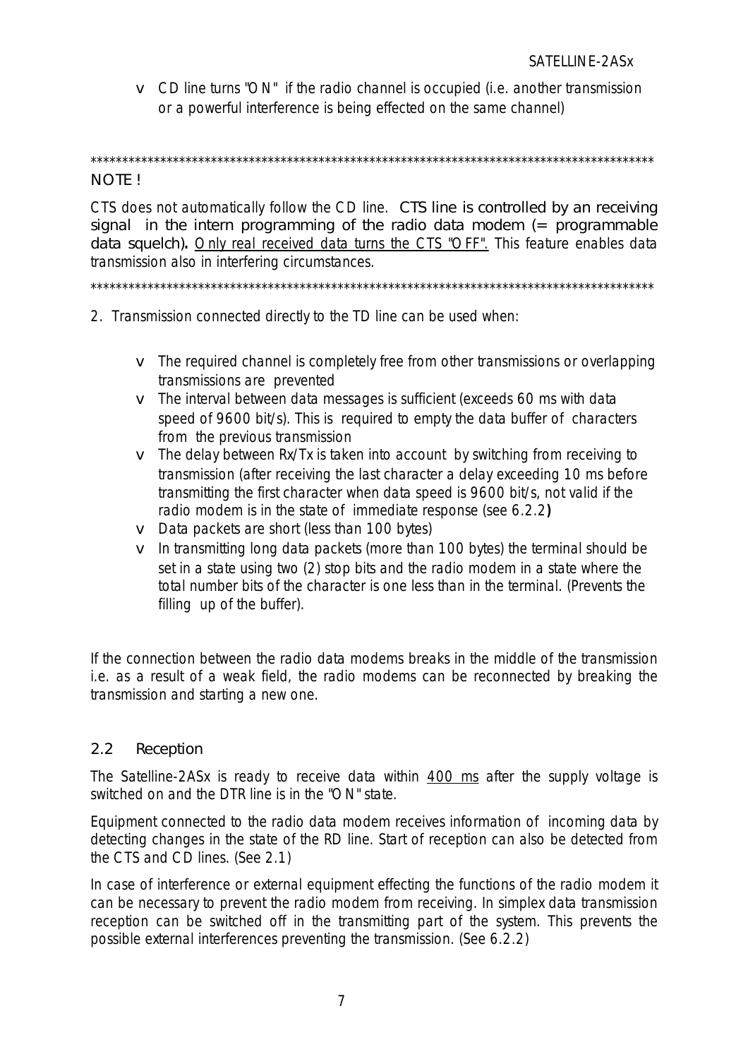- CD line turns "ON" if the radio channel is occupied (i.e. another transmission or a powerful interference is being effected on the same channel)

*******************************************************************************************

NOTE !

CTS does not automatically follow the CD line. CTS line is controlled by an receiving signal in the intern programming of the radio data modem (= programmable data squelch). Only real received data turns the CTS "OFF". This feature enables data transmission also in interfering circumstances.

*******************************************************************************************

2. Transmission connected directly to the TD line can be used when:

- The required channel is completely free from other transmissions or overlapping transmissions are prevented
- The interval between data messages is sufficient (exceeds 60 ms with data speed of 9600 bit/s). This is required to empty the data buffer of characters from the previous transmission
- The delay between Rx/Tx is taken into account by switching from receiving to transmission (after receiving the last character a delay exceeding 10 ms before transmitting the first character when data speed is 9600 bit/s, not valid if the radio modem is in the state of immediate response (see 6.2.2**)**
- Data packets are short (less than 100 bytes)
- In transmitting long data packets (more than 100 bytes) the terminal should be set in a state using two (2) stop bits and the radio modem in a state where the total number bits of the character is one less than in the terminal. (Prevents the filling up of the buffer).

If the connection between the radio data modems breaks in the middle of the transmission i.e. as a result of a weak field, the radio modems can be reconnected by breaking the transmission and starting a new one.

## 2.2 Reception

The Satelline-2ASx is ready to receive data within 400 ms after the supply voltage is switched on and the DTR line is in the "ON" state.

Equipment connected to the radio data modem receives information of incoming data by detecting changes in the state of the RD line. Start of reception can also be detected from the CTS and CD lines. (See 2.1)

In case of interference or external equipment effecting the functions of the radio modem it can be necessary to prevent the radio modem from receiving. In simplex data transmission reception can be switched off in the transmitting part of the system. This prevents the possible external interferences preventing the transmission. (See 6.2.2)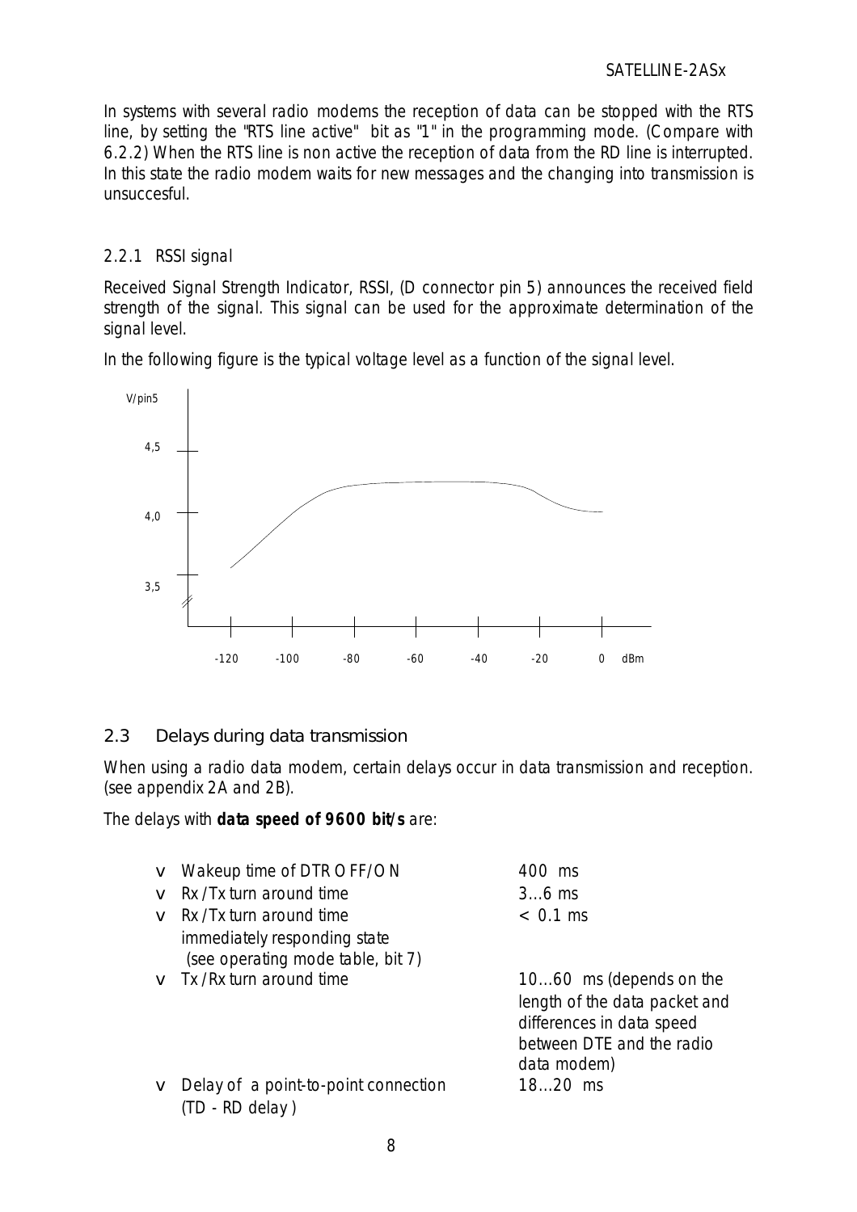In systems with several radio modems the reception of data can be stopped with the RTS line, by setting the "RTS line active" bit as "1" in the programming mode. (Compare with 6.2.2) When the RTS line is non active the reception of data from the RD line is interrupted. In this state the radio modem waits for new messages and the changing into transmission is unsuccesful.

### 2.2.1 RSSI signal

Received Signal Strength Indicator, RSSI, (D connector pin 5) announces the received field strength of the signal. This signal can be used for the approximate determination of the signal level.

In the following figure is the typical voltage level as a function of the signal level.

## 2.3 Delays during data transmission

When using a radio data modem, certain delays occur in data transmission and reception. (see appendix 2A and 2B).

The delays with **data speed of 9600 bit/s** are:

- Wakeup time of DTR OFF/ON — 400 ms
- Rx/Tx turn around time — 3...6 ms
- Rx/Tx turn around time immediately responding state (see operating mode table, bit 7) — < 0.1 ms
- Tx/Rx turn around time — 10...60 ms (depends on the length of the data packet and differences in data speed between DTE and the radio data modem)
- Delay of a point-to-point connection (TD - RD delay) — 18...20 ms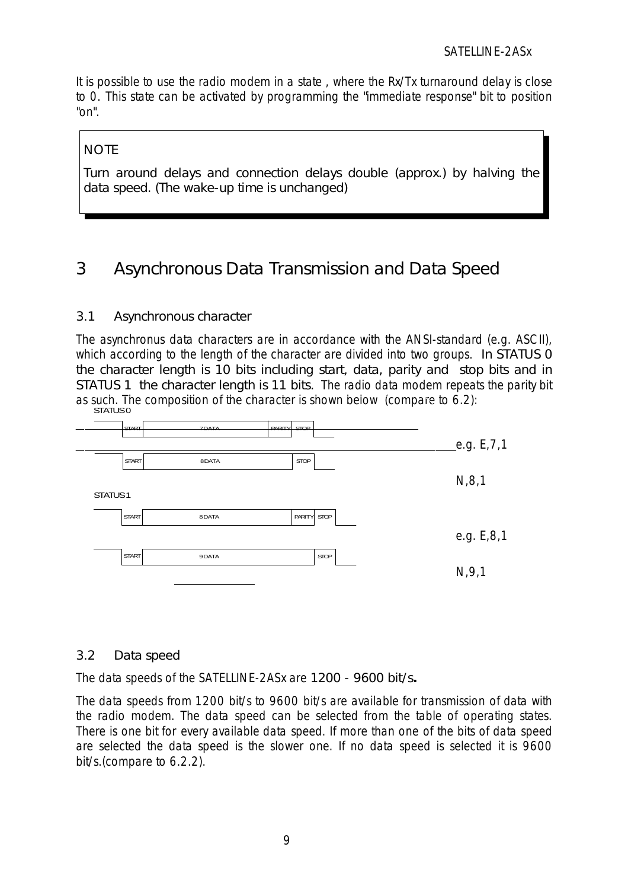It is possible to use the radio modem in a state , where the Rx/Tx turnaround delay is close to 0. This state can be activated by programming the "immediate response" bit to position "on".

> NOTE
>
> Turn around delays and connection delays double (approx.) by halving the data speed. (The wake-up time is unchanged)

# 3 Asynchronous Data Transmission and Data Speed

## 3.1 Asynchronous character

The asynchronus data characters are in accordance with the ANSI-standard (e.g. ASCII), which according to the length of the character are divided into two groups. In STATUS 0 the character length is 10 bits including start, data, parity and stop bits and in STATUS 1 the character length is 11 bits. The radio data modem repeats the parity bit as such. The composition of the character is shown below (compare to 6.2):

STATUS 0

| START | 7 DATA | PARITY | STOP | e.g. E,7,1 |
|---|---|---|---|---|
| START | 8 DATA | | STOP | N,8,1 |

STATUS 1

| START | 8 DATA | PARITY | STOP | e.g. E,8,1 |
|---|---|---|---|---|
| START | 9 DATA | | STOP | N,9,1 |

## 3.2 Data speed

The data speeds of the SATELLINE-2ASx are 1200 - 9600 bit/s**.**

The data speeds from 1200 bit/s to 9600 bit/s are available for transmission of data with the radio modem. The data speed can be selected from the table of operating states. There is one bit for every available data speed. If more than one of the bits of data speed are selected the data speed is the slower one. If no data speed is selected it is 9600 bit/s.(compare to 6.2.2).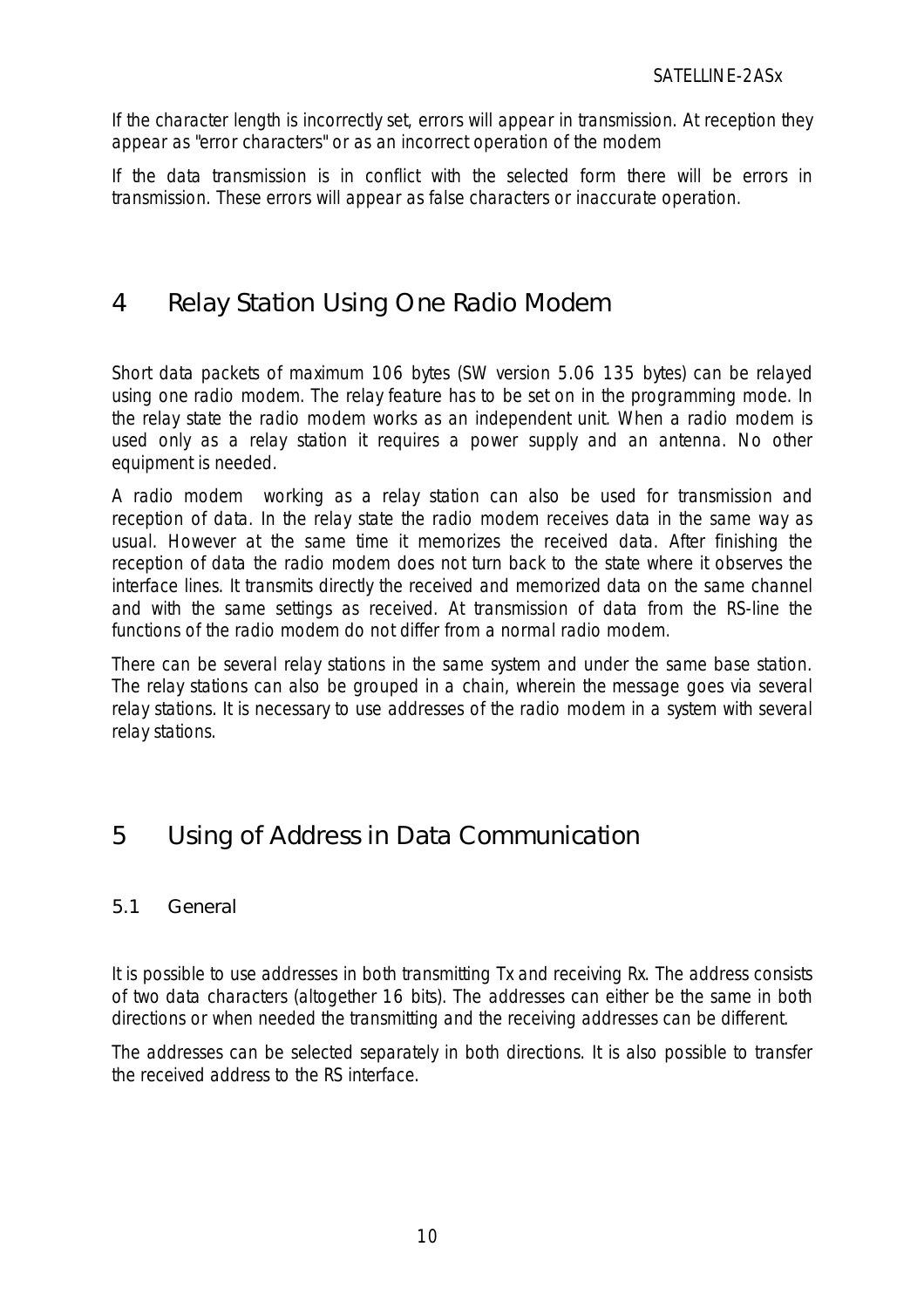If the character length is incorrectly set, errors will appear in transmission. At reception they appear as "error characters" or as an incorrect operation of the modem

If the data transmission is in conflict with the selected form there will be errors in transmission. These errors will appear as false characters or inaccurate operation.

# 4 Relay Station Using One Radio Modem

Short data packets of maximum 106 bytes (SW version 5.06 135 bytes) can be relayed using one radio modem. The relay feature has to be set on in the programming mode. In the relay state the radio modem works as an independent unit. When a radio modem is used only as a relay station it requires a power supply and an antenna. No other equipment is needed.

A radio modem working as a relay station can also be used for transmission and reception of data. In the relay state the radio modem receives data in the same way as usual. However at the same time it memorizes the received data. After finishing the reception of data the radio modem does not turn back to the state where it observes the interface lines. It transmits directly the received and memorized data on the same channel and with the same settings as received. At transmission of data from the RS-line the functions of the radio modem do not differ from a normal radio modem.

There can be several relay stations in the same system and under the same base station. The relay stations can also be grouped in a chain, wherein the message goes via several relay stations. It is necessary to use addresses of the radio modem in a system with several relay stations.

# 5 Using of Address in Data Communication

## 5.1 General

It is possible to use addresses in both transmitting Tx and receiving Rx. The address consists of two data characters (altogether 16 bits). The addresses can either be the same in both directions or when needed the transmitting and the receiving addresses can be different.

The addresses can be selected separately in both directions. It is also possible to transfer the received address to the RS interface.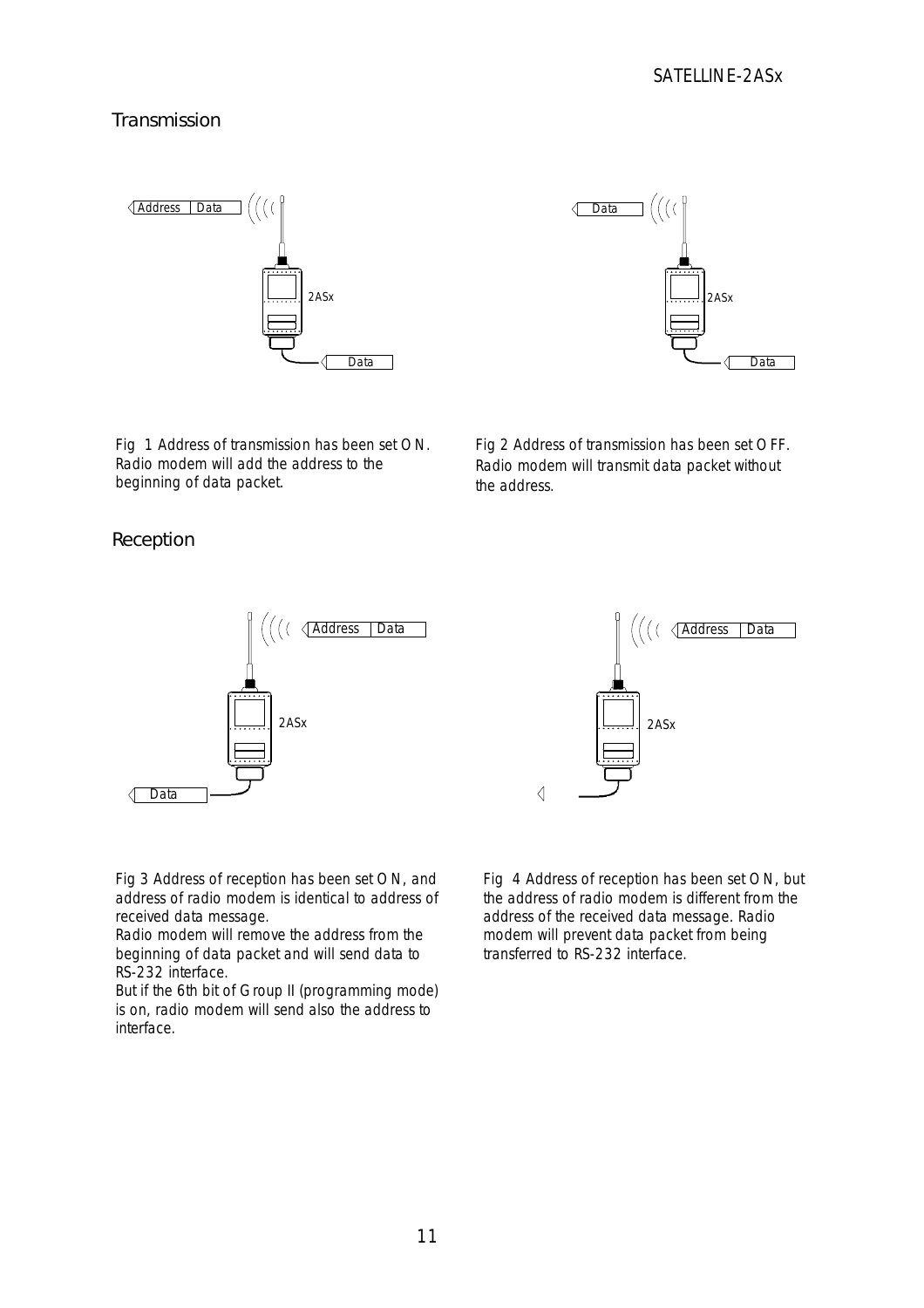## Transmission

Fig 1 Address of transmission has been set ON. Radio modem will add the address to the beginning of data packet.

Fig 2 Address of transmission has been set OFF. Radio modem will transmit data packet without the address.

## Reception

Fig 3 Address of reception has been set ON, and address of radio modem is identical to address of received data message.
Radio modem will remove the address from the beginning of data packet and will send data to RS-232 interface.
But if the 6th bit of Group II (programming mode) is on, radio modem will send also the address to interface.

Fig 4 Address of reception has been set ON, but the address of radio modem is different from the address of the received data message. Radio modem will prevent data packet from being transferred to RS-232 interface.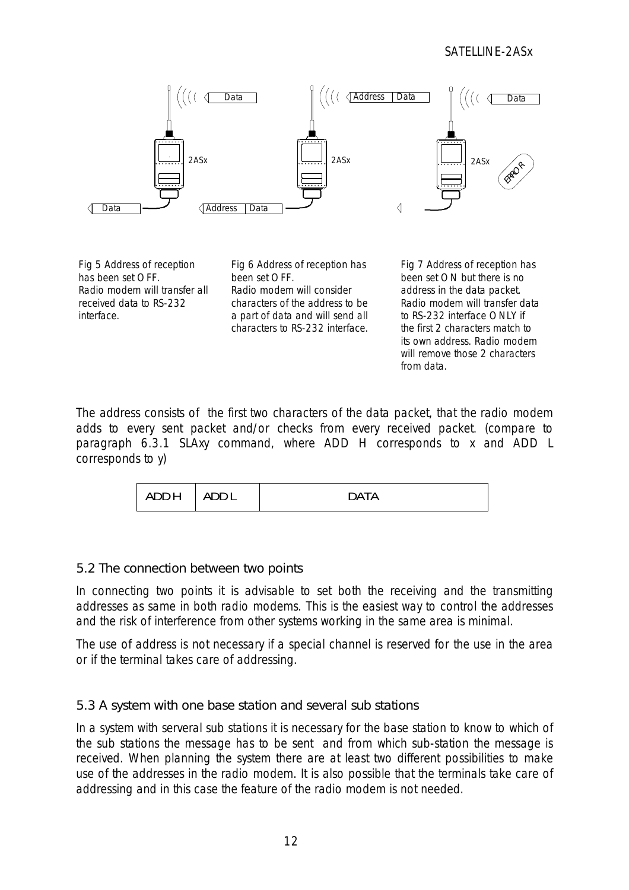Fig 5 Address of reception has been set OFF.
Radio modem will transfer all received data to RS-232 interface.

Fig 6 Address of reception has been set OFF.
Radio modem will consider characters of the address to be a part of data and will send all characters to RS-232 interface.

Fig 7 Address of reception has been set ON but there is no address in the data packet.
Radio modem will transfer data to RS-232 interface ONLY if the first 2 characters match to its own address. Radio modem will remove those 2 characters from data.

The address consists of the first two characters of the data packet, that the radio modem adds to every sent packet and/or checks from every received packet. (compare to paragraph 6.3.1 SLAxy command, where ADD H corresponds to x and ADD L corresponds to y)

| ADD H | ADD L | DATA |
|---|---|---|

## 5.2 The connection between two points

In connecting two points it is advisable to set both the receiving and the transmitting addresses as same in both radio modems. This is the easiest way to control the addresses and the risk of interference from other systems working in the same area is minimal.

The use of address is not necessary if a special channel is reserved for the use in the area or if the terminal takes care of addressing.

## 5.3 A system with one base station and several sub stations

In a system with serveral sub stations it is necessary for the base station to know to which of the sub stations the message has to be sent and from which sub-station the message is received. When planning the system there are at least two different possibilities to make use of the addresses in the radio modem. It is also possible that the terminals take care of addressing and in this case the feature of the radio modem is not needed.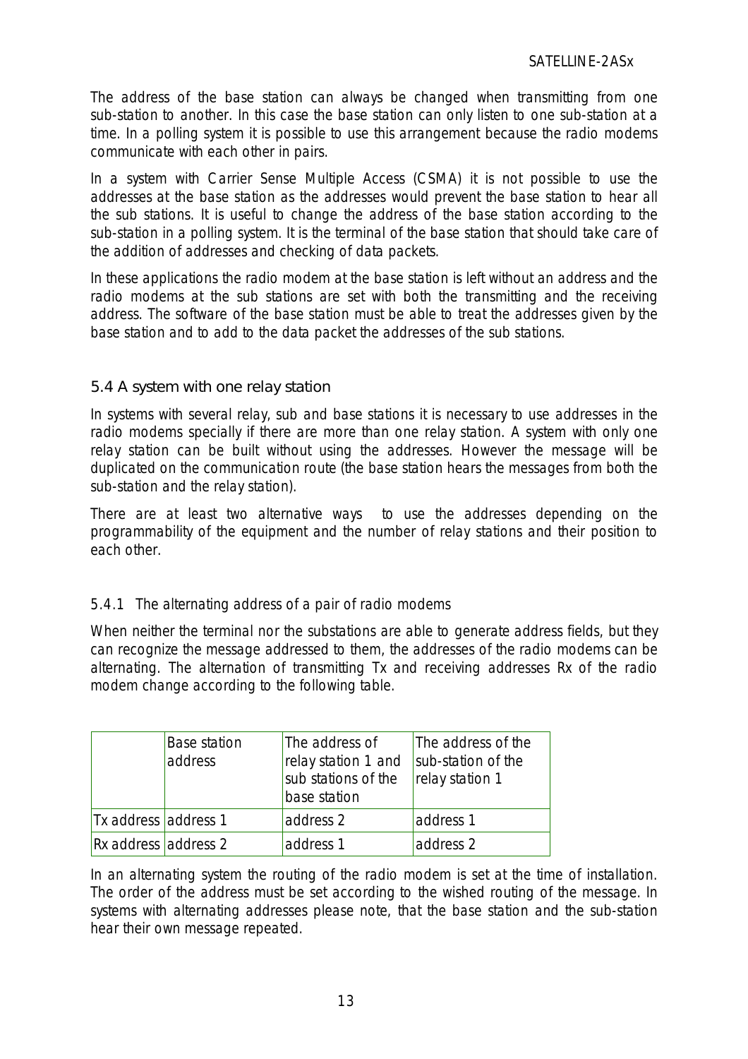The address of the base station can always be changed when transmitting from one sub-station to another. In this case the base station can only listen to one sub-station at a time. In a polling system it is possible to use this arrangement because the radio modems communicate with each other in pairs.

In a system with Carrier Sense Multiple Access (CSMA) it is not possible to use the addresses at the base station as the addresses would prevent the base station to hear all the sub stations. It is useful to change the address of the base station according to the sub-station in a polling system. It is the terminal of the base station that should take care of the addition of addresses and checking of data packets.

In these applications the radio modem at the base station is left without an address and the radio modems at the sub stations are set with both the transmitting and the receiving address. The software of the base station must be able to treat the addresses given by the base station and to add to the data packet the addresses of the sub stations.

### 5.4 A system with one relay station

In systems with several relay, sub and base stations it is necessary to use addresses in the radio modems specially if there are more than one relay station. A system with only one relay station can be built without using the addresses. However the message will be duplicated on the communication route (the base station hears the messages from both the sub-station and the relay station).

There are at least two alternative ways to use the addresses depending on the programmability of the equipment and the number of relay stations and their position to each other.

#### 5.4.1 The alternating address of a pair of radio modems

When neither the terminal nor the substations are able to generate address fields, but they can recognize the message addressed to them, the addresses of the radio modems can be alternating. The alternation of transmitting Tx and receiving addresses Rx of the radio modem change according to the following table.

| | Base station address | The address of relay station 1 and sub stations of the base station | The address of the sub-station of the relay station 1 |
|---|---|---|---|
| Tx address | address 1 | address 2 | address 1 |
| Rx address | address 2 | address 1 | address 2 |

In an alternating system the routing of the radio modem is set at the time of installation. The order of the address must be set according to the wished routing of the message. In systems with alternating addresses please note, that the base station and the sub-station hear their own message repeated.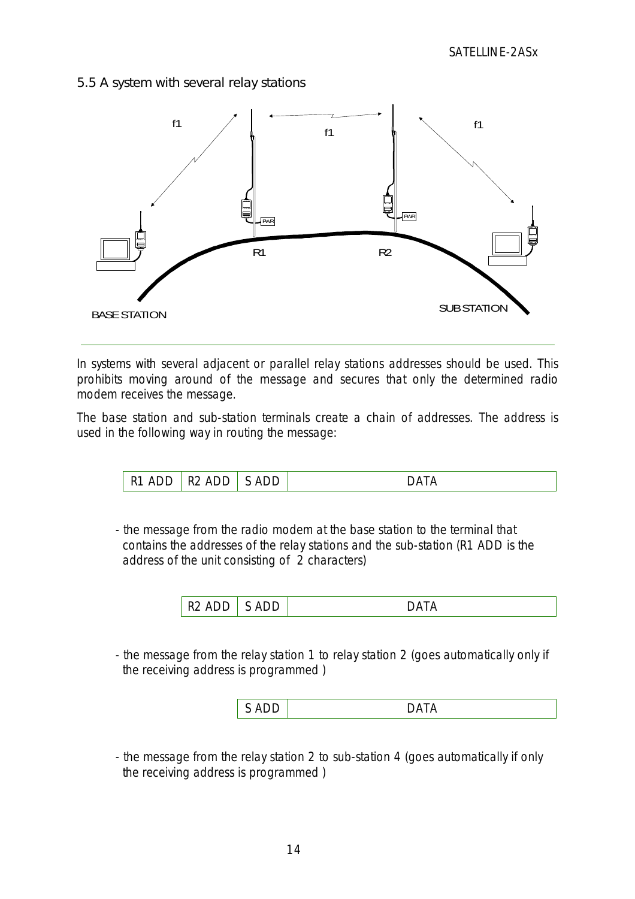## 5.5 A system with several relay stations

In systems with several adjacent or parallel relay stations addresses should be used. This prohibits moving around of the message and secures that only the determined radio modem receives the message.

The base station and sub-station terminals create a chain of addresses. The address is used in the following way in routing the message:

| R1 ADD | R2 ADD | S ADD | DATA |
|---|---|---|---|

- the message from the radio modem at the base station to the terminal that contains the addresses of the relay stations and the sub-station (R1 ADD is the address of the unit consisting of 2 characters)

| R2 ADD | S ADD | DATA |
|---|---|---|

- the message from the relay station 1 to relay station 2 (goes automatically only if the receiving address is programmed )

| S ADD | DATA |
|---|---|

- the message from the relay station 2 to sub-station 4 (goes automatically if only the receiving address is programmed )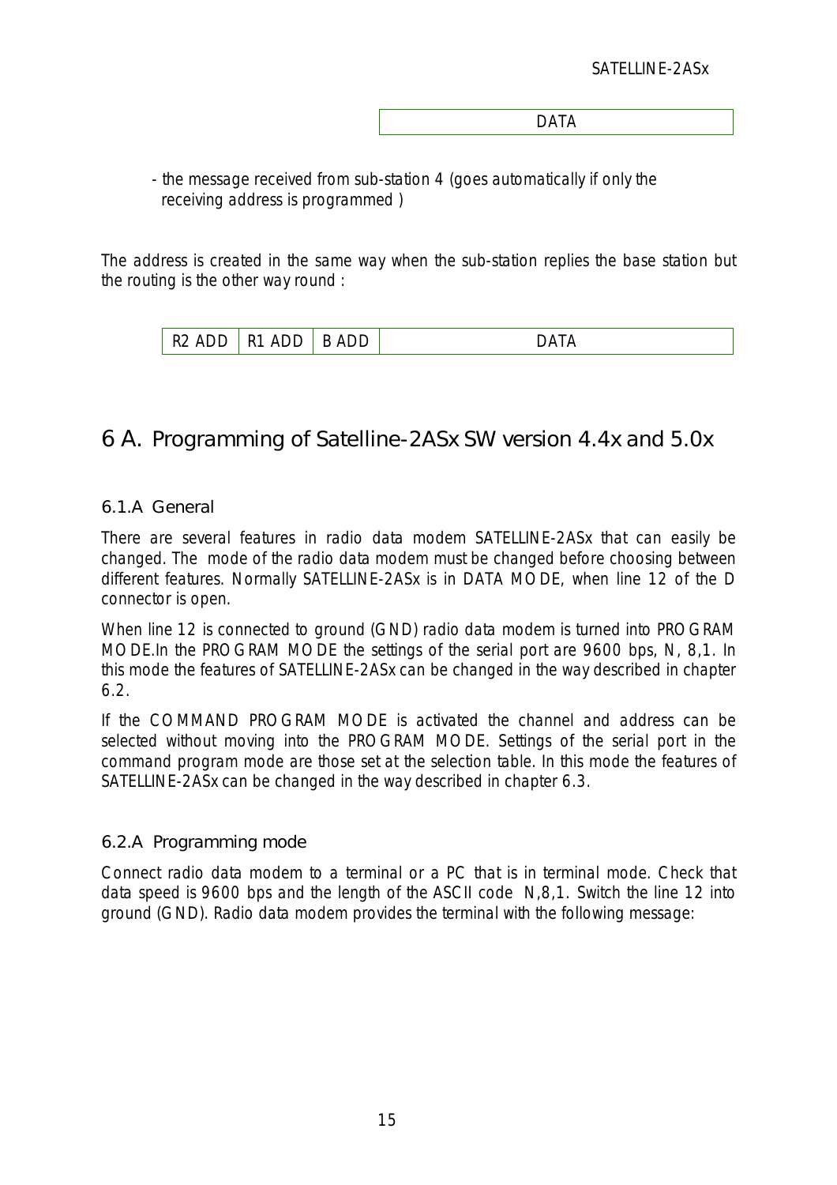| DATA |
|---|

- the message received from sub-station 4 (goes automatically if only the receiving address is programmed )

The address is created in the same way when the sub-station replies the base station but the routing is the other way round :

| R2 ADD | R1 ADD | B ADD | DATA |
|---|---|---|---|

# 6 A. Programming of Satelline-2ASx SW version 4.4x and 5.0x

## 6.1.A General

There are several features in radio data modem SATELLINE-2ASx that can easily be changed. The mode of the radio data modem must be changed before choosing between different features. Normally SATELLINE-2ASx is in DATA MODE, when line 12 of the D connector is open.

When line 12 is connected to ground (GND) radio data modem is turned into PROGRAM MODE.In the PROGRAM MODE the settings of the serial port are 9600 bps, N, 8,1. In this mode the features of SATELLINE-2ASx can be changed in the way described in chapter 6.2.

If the COMMAND PROGRAM MODE is activated the channel and address can be selected without moving into the PROGRAM MODE. Settings of the serial port in the command program mode are those set at the selection table. In this mode the features of SATELLINE-2ASx can be changed in the way described in chapter 6.3.

## 6.2.A Programming mode

Connect radio data modem to a terminal or a PC that is in terminal mode. Check that data speed is 9600 bps and the length of the ASCII code N,8,1. Switch the line 12 into ground (GND). Radio data modem provides the terminal with the following message: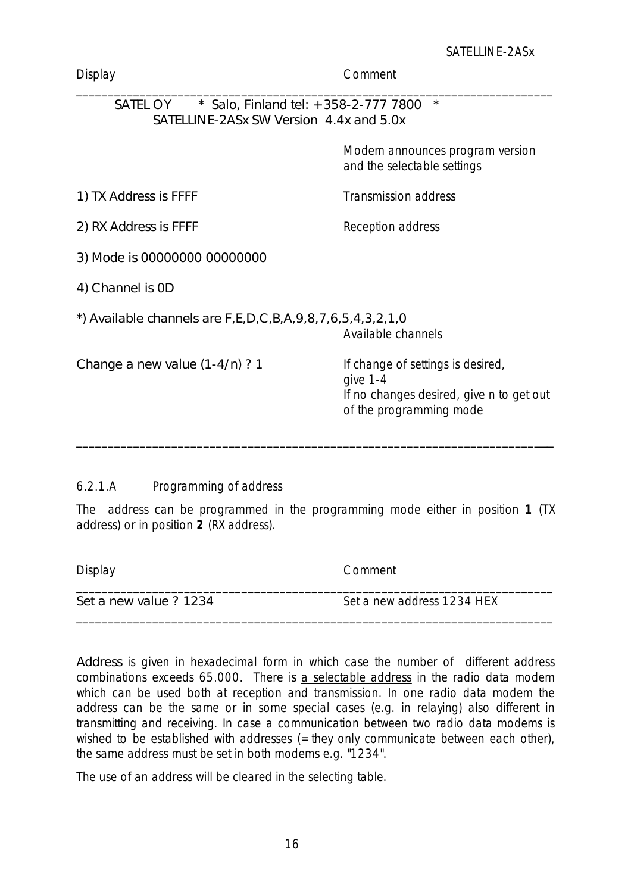| Display | Comment |
|---|---|
| SATEL OY * Salo, Finland tel: +358-2-777 7800 * SATELLINE-2ASx SW Version 4.4x and 5.0x | |
| | Modem announces program version and the selectable settings |
| 1) TX Address is FFFF | Transmission address |
| 2) RX Address is FFFF | Reception address |
| 3) Mode is 00000000 00000000 | |
| 4) Channel is 0D | |
| *) Available channels are F,E,D,C,B,A,9,8,7,6,5,4,3,2,1,0 | Available channels |
| Change a new value (1-4/n) ? 1 | If change of settings is desired, give 1-4. If no changes desired, give n to get out of the programming mode |

### 6.2.1.A Programming of address

The address can be programmed in the programming mode either in position **1** (TX address) or in position **2** (RX address).

| Display | Comment |
|---|---|
| Set a new value ? 1234 | Set a new address 1234 HEX |

Address is given in hexadecimal form in which case the number of different address combinations exceeds 65.000. There is a selectable address in the radio data modem which can be used both at reception and transmission. In one radio data modem the address can be the same or in some special cases (e.g. in relaying) also different in transmitting and receiving. In case a communication between two radio data modems is wished to be established with addresses (= they only communicate between each other), the same address must be set in both modems e.g. "1234".

The use of an address will be cleared in the selecting table.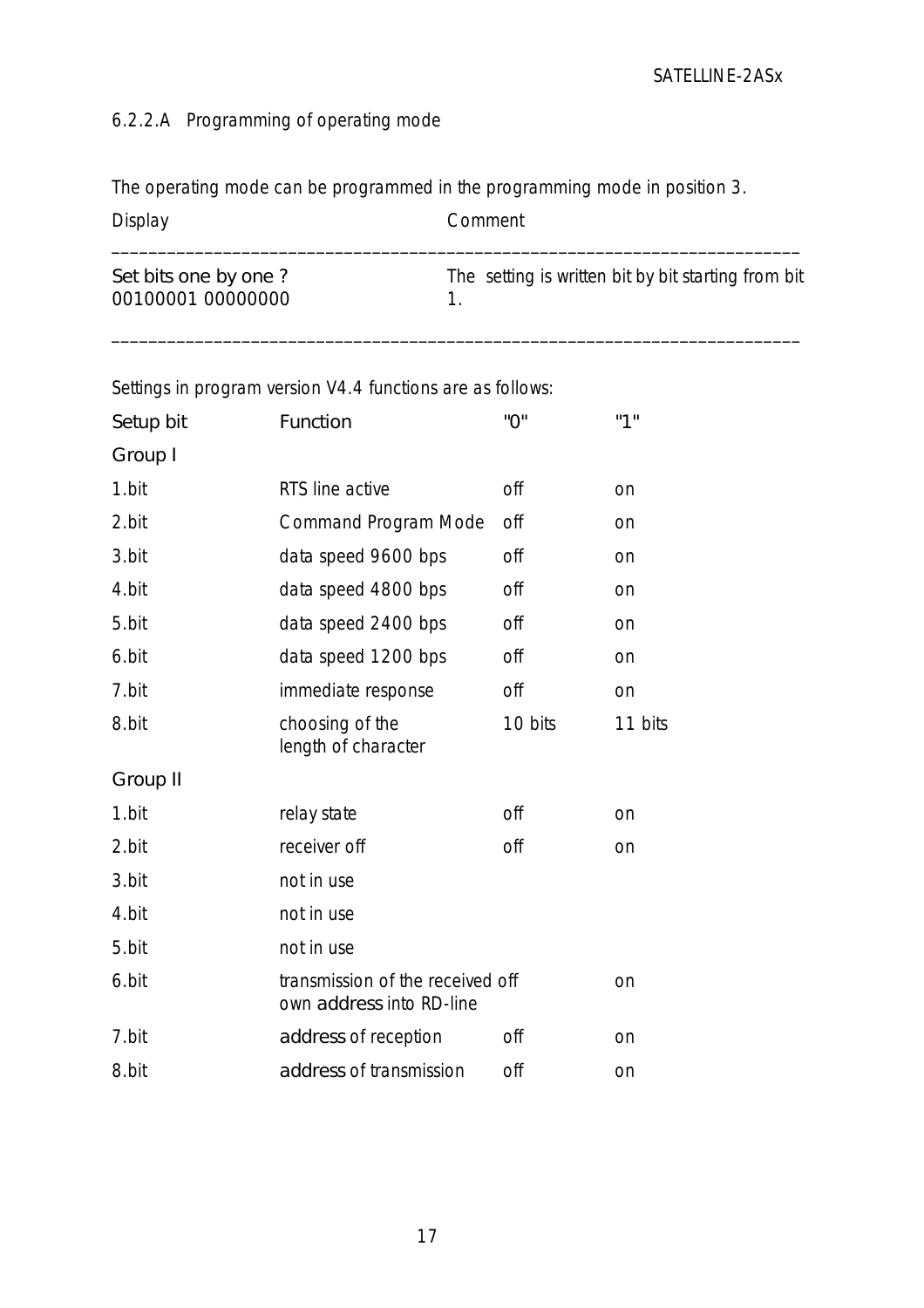### 6.2.2.A Programming of operating mode

The operating mode can be programmed in the programming mode in position 3.

| Display | Comment |
|---|---|
| Set bits one by one ?<br>00100001 00000000 | The setting is written bit by bit starting from bit 1. |

Settings in program version V4.4 functions are as follows:

| Setup bit | Function | "0" | "1" |
|---|---|---|---|
| **Group I** | | | |
| 1.bit | RTS line active | off | on |
| 2.bit | Command Program Mode | off | on |
| 3.bit | data speed 9600 bps | off | on |
| 4.bit | data speed 4800 bps | off | on |
| 5.bit | data speed 2400 bps | off | on |
| 6.bit | data speed 1200 bps | off | on |
| 7.bit | immediate response | off | on |
| 8.bit | choosing of the length of character | 10 bits | 11 bits |
| **Group II** | | | |
| 1.bit | relay state | off | on |
| 2.bit | receiver off | off | on |
| 3.bit | not in use | | |
| 4.bit | not in use | | |
| 5.bit | not in use | | |
| 6.bit | transmission of the received own address into RD-line | off | on |
| 7.bit | address of reception | off | on |
| 8.bit | address of transmission | off | on |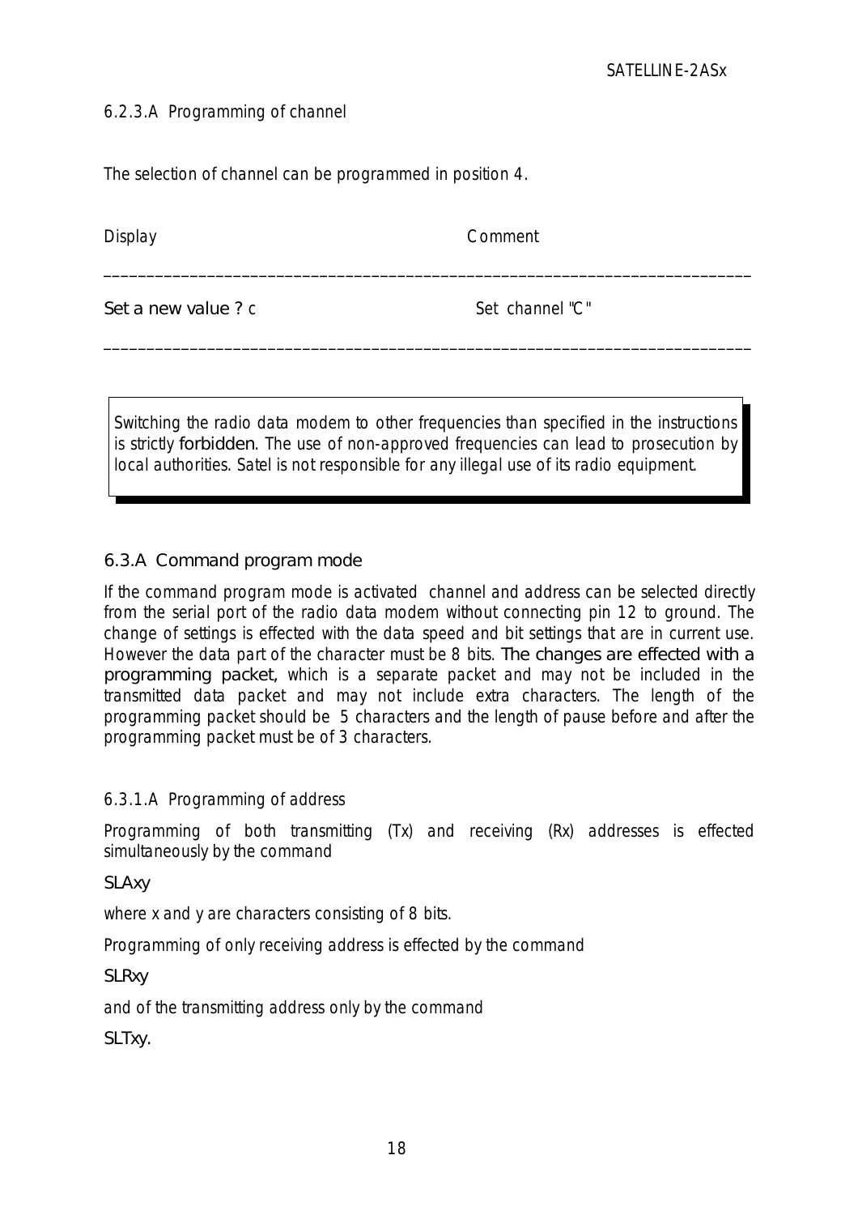#### 6.2.3.A Programming of channel

The selection of channel can be programmed in position 4.

| Display | Comment |
|---|---|
| Set a new value ? c | Set channel "C" |

> Switching the radio data modem to other frequencies than specified in the instructions is strictly forbidden. The use of non-approved frequencies can lead to prosecution by local authorities. Satel is not responsible for any illegal use of its radio equipment.

### 6.3.A Command program mode

If the command program mode is activated channel and address can be selected directly from the serial port of the radio data modem without connecting pin 12 to ground. The change of settings is effected with the data speed and bit settings that are in current use. However the data part of the character must be 8 bits. The changes are effected with a programming packet, which is a separate packet and may not be included in the transmitted data packet and may not include extra characters. The length of the programming packet should be 5 characters and the length of pause before and after the programming packet must be of 3 characters.

#### 6.3.1.A Programming of address

Programming of both transmitting (Tx) and receiving (Rx) addresses is effected simultaneously by the command

SLAxy

where x and y are characters consisting of 8 bits.

Programming of only receiving address is effected by the command

SLRxy

and of the transmitting address only by the command

SLTxy.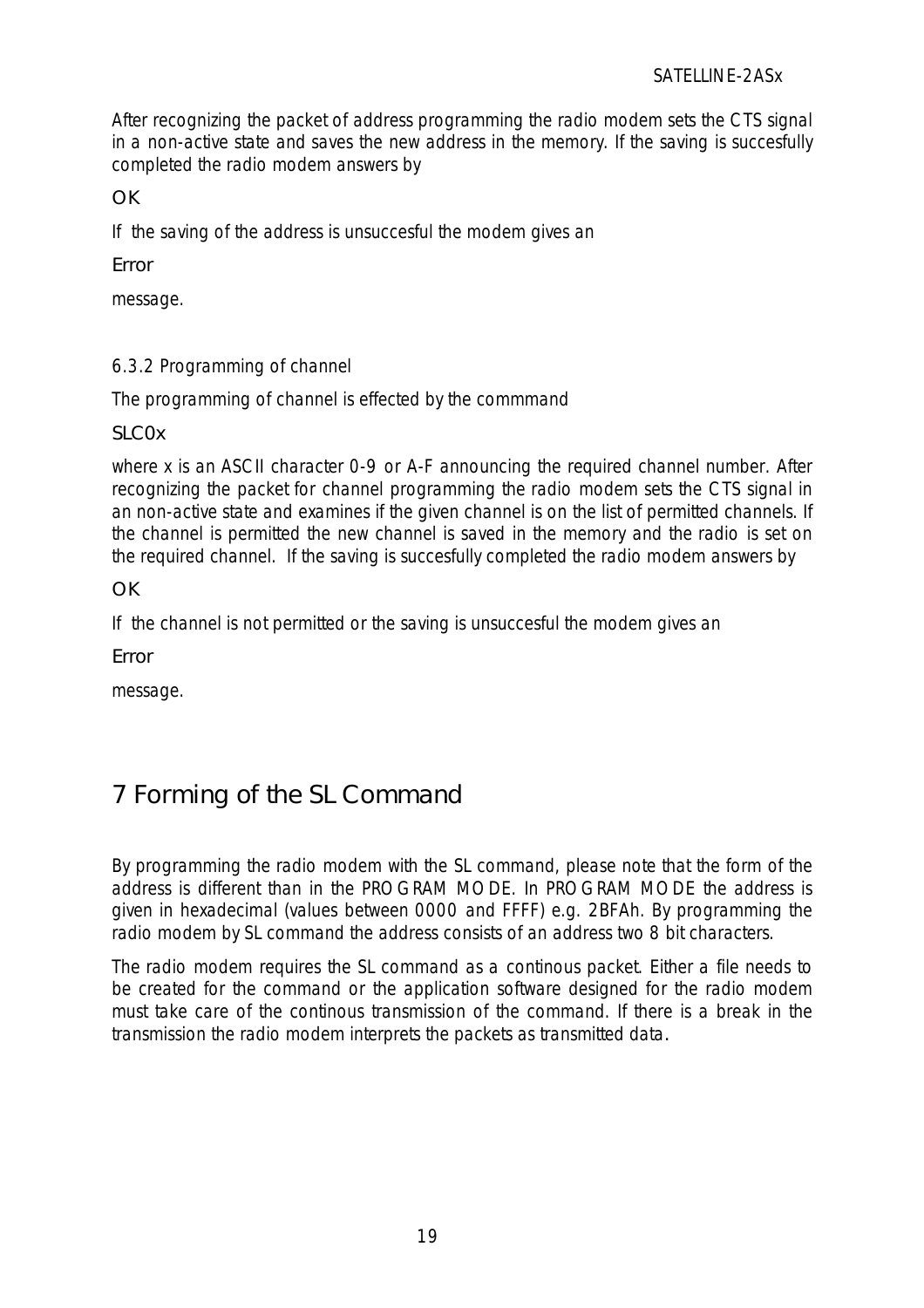After recognizing the packet of address programming the radio modem sets the CTS signal in a non-active state and saves the new address in the memory. If the saving is succesfully completed the radio modem answers by

OK

If the saving of the address is unsuccesful the modem gives an

Error

message.

### 6.3.2 Programming of channel

The programming of channel is effected by the commmand

SLC0x

where x is an ASCII character 0-9 or A-F announcing the required channel number. After recognizing the packet for channel programming the radio modem sets the CTS signal in an non-active state and examines if the given channel is on the list of permitted channels. If the channel is permitted the new channel is saved in the memory and the radio is set on the required channel. If the saving is succesfully completed the radio modem answers by

OK

If the channel is not permitted or the saving is unsuccesful the modem gives an

Error

message.

# 7 Forming of the SL Command

By programming the radio modem with the SL command, please note that the form of the address is different than in the PROGRAM MODE. In PROGRAM MODE the address is given in hexadecimal (values between 0000 and FFFF) e.g. 2BFAh. By programming the radio modem by SL command the address consists of an address two 8 bit characters.

The radio modem requires the SL command as a continous packet. Either a file needs to be created for the command or the application software designed for the radio modem must take care of the continous transmission of the command. If there is a break in the transmission the radio modem interprets the packets as transmitted data.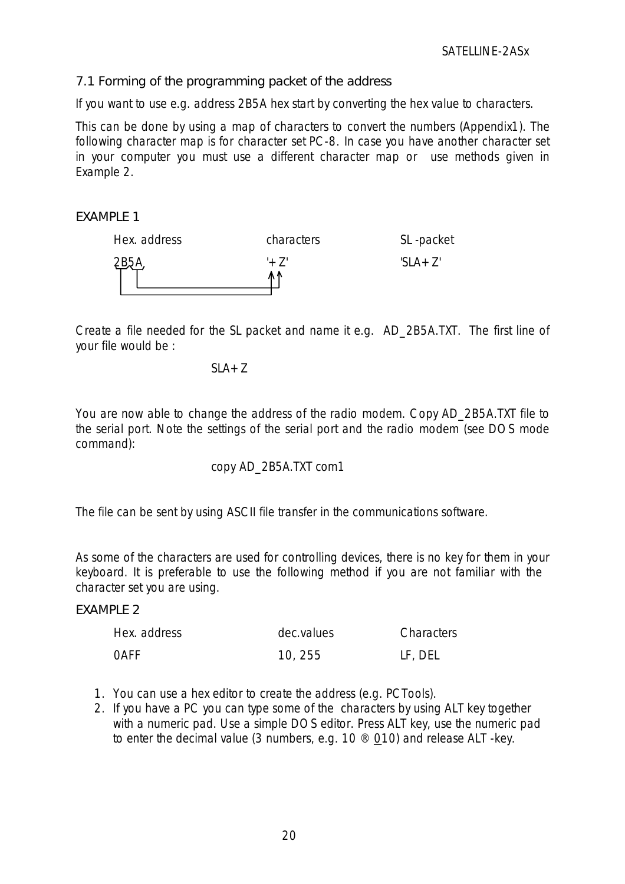## 7.1 Forming of the programming packet of the address

If you want to use e.g. address 2B5A hex start by converting the hex value to characters.

This can be done by using a map of characters to convert the numbers (Appendix1). The following character map is for character set PC-8. In case you have another character set in your computer you must use a different character map or use methods given in Example 2.

### EXAMPLE 1

| Hex. address | characters | SL-packet |
|---|---|---|
| 2B5A | '+Z' | 'SLA+Z' |

Create a file needed for the SL packet and name it e.g. AD_2B5A.TXT. The first line of your file would be :

SLA+Z

You are now able to change the address of the radio modem. Copy AD_2B5A.TXT file to the serial port. Note the settings of the serial port and the radio modem (see DOS mode command):

```
copy AD_2B5A.TXT com1
```

The file can be sent by using ASCII file transfer in the communications software.

As some of the characters are used for controlling devices, there is no key for them in your keyboard. It is preferable to use the following method if you are not familiar with the character set you are using.

### EXAMPLE 2

| Hex. address | dec.values | Characters |
|---|---|---|
| 0AFF | 10, 255 | LF, DEL |

1. You can use a hex editor to create the address (e.g. PCTools).
2. If you have a PC you can type some of the characters by using ALT key together with a numeric pad. Use a simple DOS editor. Press ALT key, use the numeric pad to enter the decimal value (3 numbers, e.g. 10 ® 010) and release ALT-key.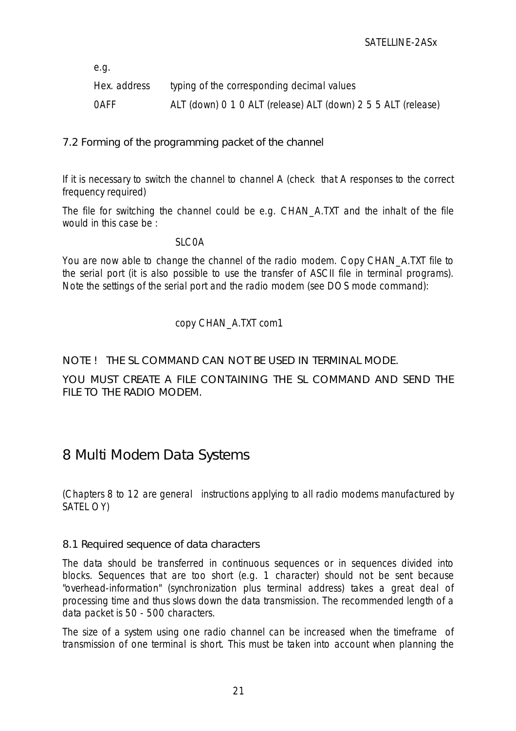e.g.

| Hex. address | typing of the corresponding decimal values |
| --- | --- |
| 0AFF | ALT (down) 0 1 0 ALT (release) ALT (down) 2 5 5 ALT (release) |

## 7.2 Forming of the programming packet of the channel

If it is necessary to switch the channel to channel A (check that A responses to the correct frequency required)

The file for switching the channel could be e.g. CHAN_A.TXT and the inhalt of the file would in this case be :

```
SLC0A
```

You are now able to change the channel of the radio modem. Copy CHAN_A.TXT file to the serial port (it is also possible to use the transfer of ASCII file in terminal programs). Note the settings of the serial port and the radio modem (see DOS mode command):

```
copy CHAN_A.TXT com1
```

NOTE ! THE SL COMMAND CAN NOT BE USED IN TERMINAL MODE.

YOU MUST CREATE A FILE CONTAINING THE SL COMMAND AND SEND THE FILE TO THE RADIO MODEM.

# 8 Multi Modem Data Systems

(Chapters 8 to 12 are general instructions applying to all radio modems manufactured by SATEL OY)

## 8.1 Required sequence of data characters

The data should be transferred in continuous sequences or in sequences divided into blocks. Sequences that are too short (e.g. 1 character) should not be sent because "overhead-information" (synchronization plus terminal address) takes a great deal of processing time and thus slows down the data transmission. The recommended length of a data packet is 50 - 500 characters.

The size of a system using one radio channel can be increased when the timeframe of transmission of one terminal is short. This must be taken into account when planning the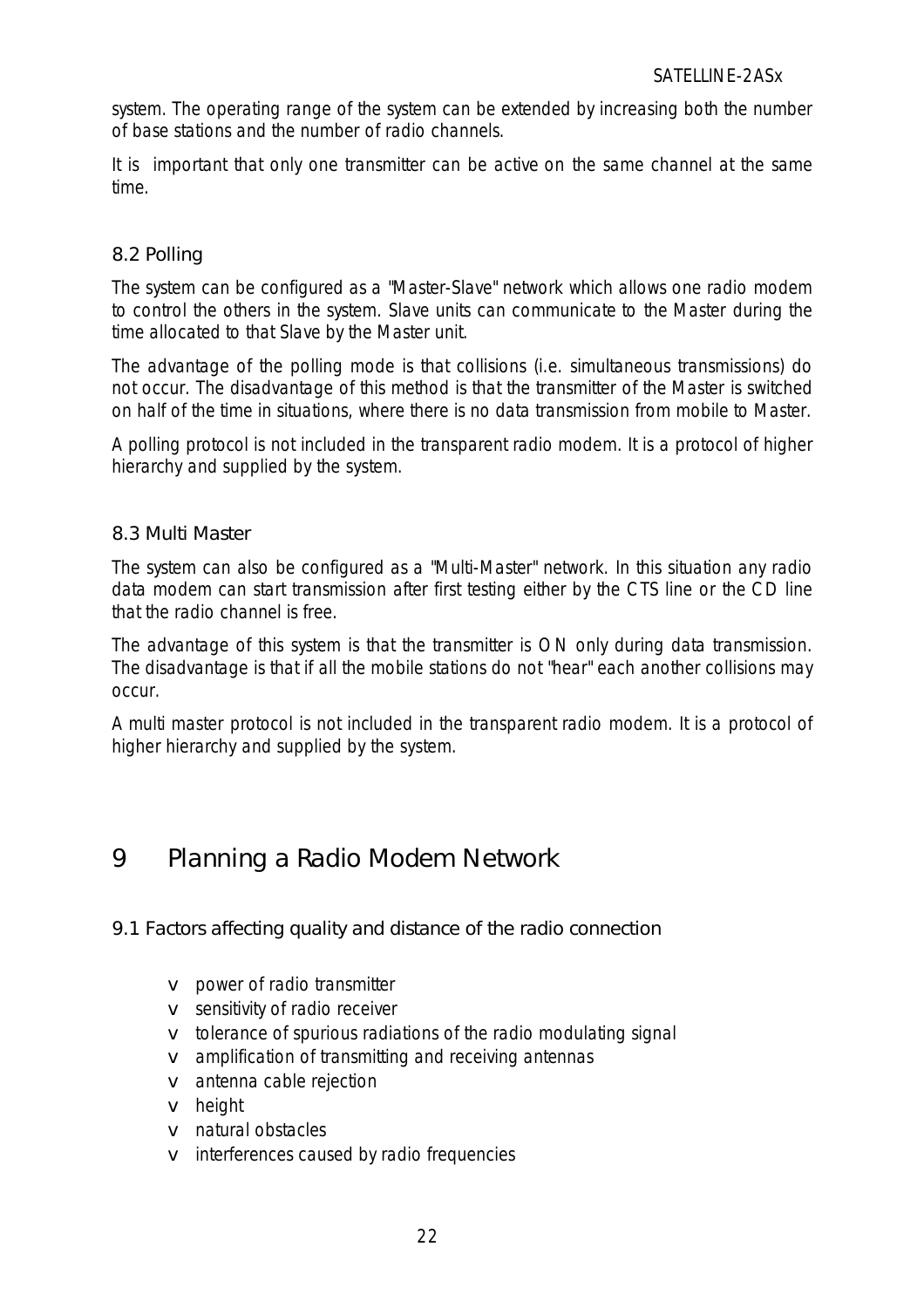system. The operating range of the system can be extended by increasing both the number of base stations and the number of radio channels.

It is important that only one transmitter can be active on the same channel at the same time.

### 8.2 Polling

The system can be configured as a "Master-Slave" network which allows one radio modem to control the others in the system. Slave units can communicate to the Master during the time allocated to that Slave by the Master unit.

The advantage of the polling mode is that collisions (i.e. simultaneous transmissions) do not occur. The disadvantage of this method is that the transmitter of the Master is switched on half of the time in situations, where there is no data transmission from mobile to Master.

A polling protocol is not included in the transparent radio modem. It is a protocol of higher hierarchy and supplied by the system.

### 8.3 Multi Master

The system can also be configured as a "Multi-Master" network. In this situation any radio data modem can start transmission after first testing either by the CTS line or the CD line that the radio channel is free.

The advantage of this system is that the transmitter is ON only during data transmission. The disadvantage is that if all the mobile stations do not "hear" each another collisions may occur.

A multi master protocol is not included in the transparent radio modem. It is a protocol of higher hierarchy and supplied by the system.

# 9 Planning a Radio Modem Network

### 9.1 Factors affecting quality and distance of the radio connection

- power of radio transmitter
- sensitivity of radio receiver
- tolerance of spurious radiations of the radio modulating signal
- amplification of transmitting and receiving antennas
- antenna cable rejection
- height
- natural obstacles
- interferences caused by radio frequencies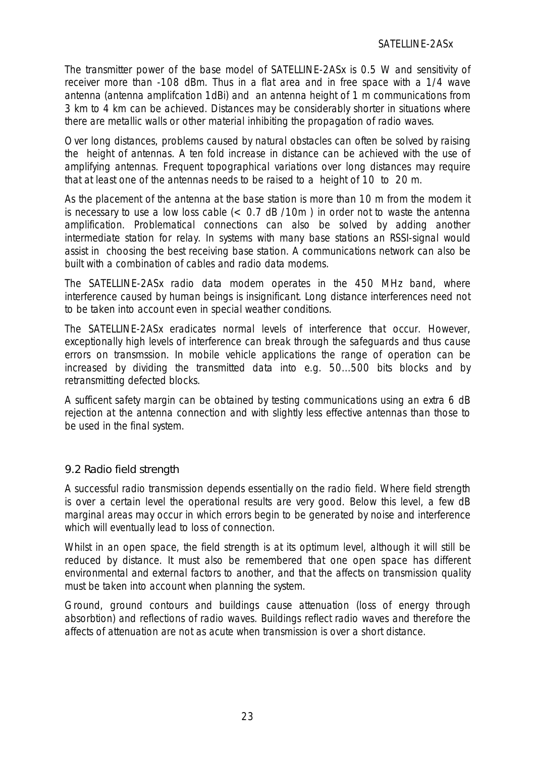The transmitter power of the base model of SATELLINE-2ASx is 0.5 W and sensitivity of receiver more than -108 dBm. Thus in a flat area and in free space with a 1/4 wave antenna (antenna amplifcation 1dBi) and an antenna height of 1 m communications from 3 km to 4 km can be achieved. Distances may be considerably shorter in situations where there are metallic walls or other material inhibiting the propagation of radio waves.

Over long distances, problems caused by natural obstacles can often be solved by raising the height of antennas. A ten fold increase in distance can be achieved with the use of amplifying antennas. Frequent topographical variations over long distances may require that at least one of the antennas needs to be raised to a height of 10 to 20 m.

As the placement of the antenna at the base station is more than 10 m from the modem it is necessary to use a low loss cable (< 0.7 dB /10m ) in order not to waste the antenna amplification. Problematical connections can also be solved by adding another intermediate station for relay. In systems with many base stations an RSSI-signal would assist in choosing the best receiving base station. A communications network can also be built with a combination of cables and radio data modems.

The SATELLINE-2ASx radio data modem operates in the 450 MHz band, where interference caused by human beings is insignificant. Long distance interferences need not to be taken into account even in special weather conditions.

The SATELLINE-2ASx eradicates normal levels of interference that occur. However, exceptionally high levels of interference can break through the safeguards and thus cause errors on transmssion. In mobile vehicle applications the range of operation can be increased by dividing the transmitted data into e.g. 50...500 bits blocks and by retransmitting defected blocks.

A sufficent safety margin can be obtained by testing communications using an extra 6 dB rejection at the antenna connection and with slightly less effective antennas than those to be used in the final system.

## 9.2 Radio field strength

A successful radio transmission depends essentially on the radio field. Where field strength is over a certain level the operational results are very good. Below this level, a few dB marginal areas may occur in which errors begin to be generated by noise and interference which will eventually lead to loss of connection.

Whilst in an open space, the field strength is at its optimum level, although it will still be reduced by distance. It must also be remembered that one open space has different environmental and external factors to another, and that the affects on transmission quality must be taken into account when planning the system.

Ground, ground contours and buildings cause attenuation (loss of energy through absorbtion) and reflections of radio waves. Buildings reflect radio waves and therefore the affects of attenuation are not as acute when transmission is over a short distance.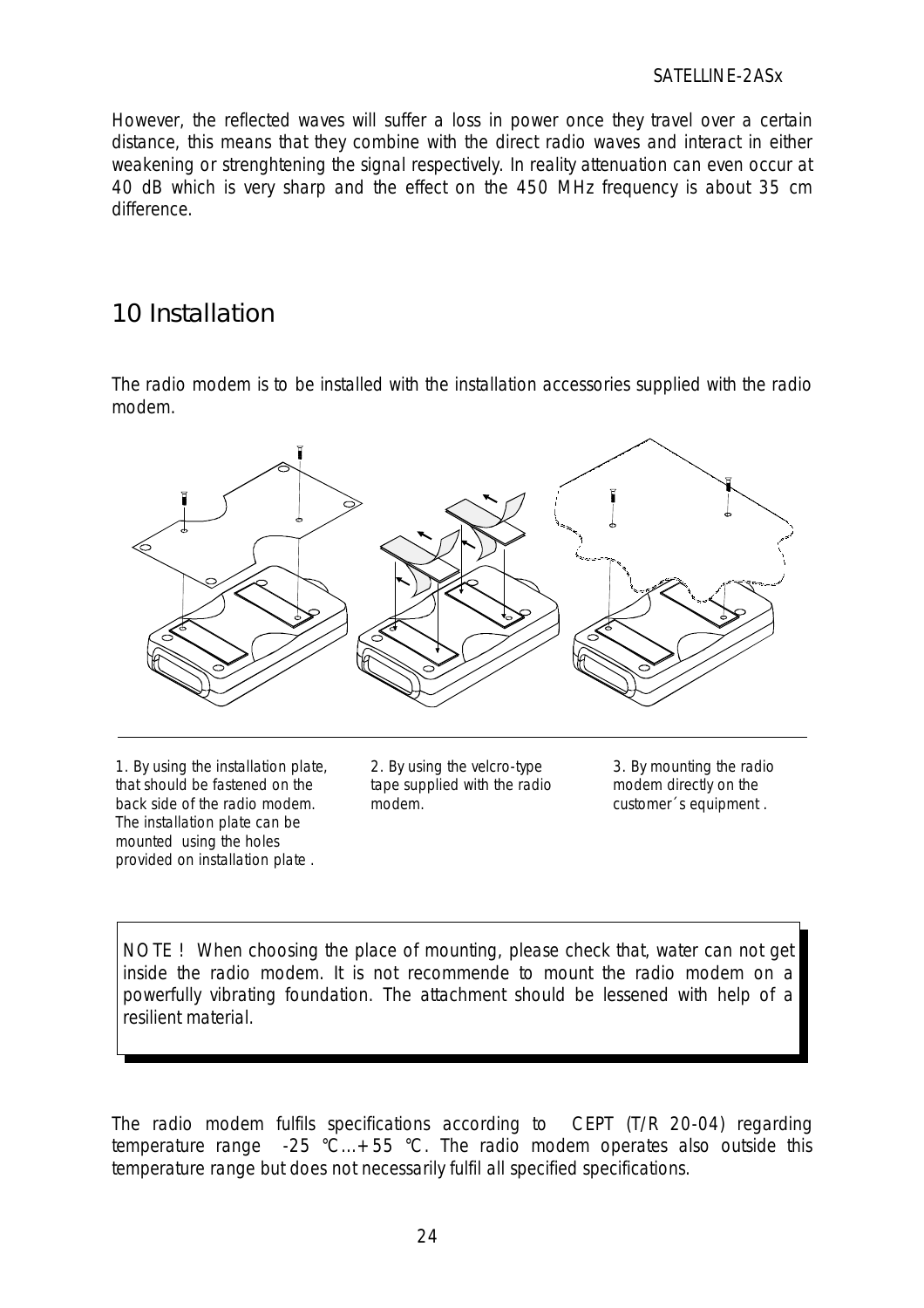However, the reflected waves will suffer a loss in power once they travel over a certain distance, this means that they combine with the direct radio waves and interact in either weakening or strenghtening the signal respectively. In reality attenuation can even occur at 40 dB which is very sharp and the effect on the 450 MHz frequency is about 35 cm difference.

# 10 Installation

The radio modem is to be installed with the installation accessories supplied with the radio modem.

1. By using the installation plate, that should be fastened on the back side of the radio modem. The installation plate can be mounted using the holes provided on installation plate .

2. By using the velcro-type tape supplied with the radio modem.

3. By mounting the radio modem directly on the customer´s equipment .

NOTE ! When choosing the place of mounting, please check that, water can not get inside the radio modem. It is not recommende to mount the radio modem on a powerfully vibrating foundation. The attachment should be lessened with help of a resilient material.

The radio modem fulfils specifications according to CEPT (T/R 20-04) regarding temperature range -25 °C...+55 °C. The radio modem operates also outside this temperature range but does not necessarily fulfil all specified specifications.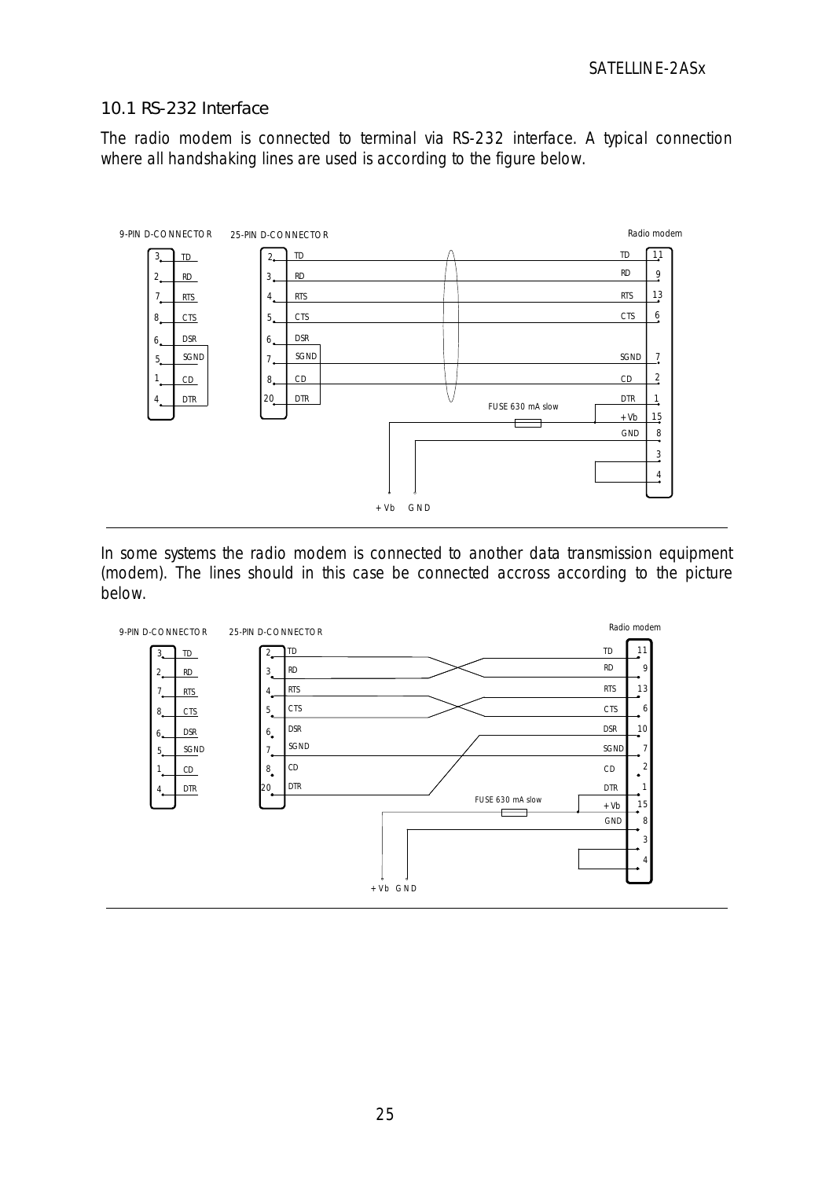## 10.1 RS-232 Interface

The radio modem is connected to terminal via RS-232 interface. A typical connection where all handshaking lines are used is according to the figure below.

In some systems the radio modem is connected to another data transmission equipment (modem). The lines should in this case be connected accross according to the picture below.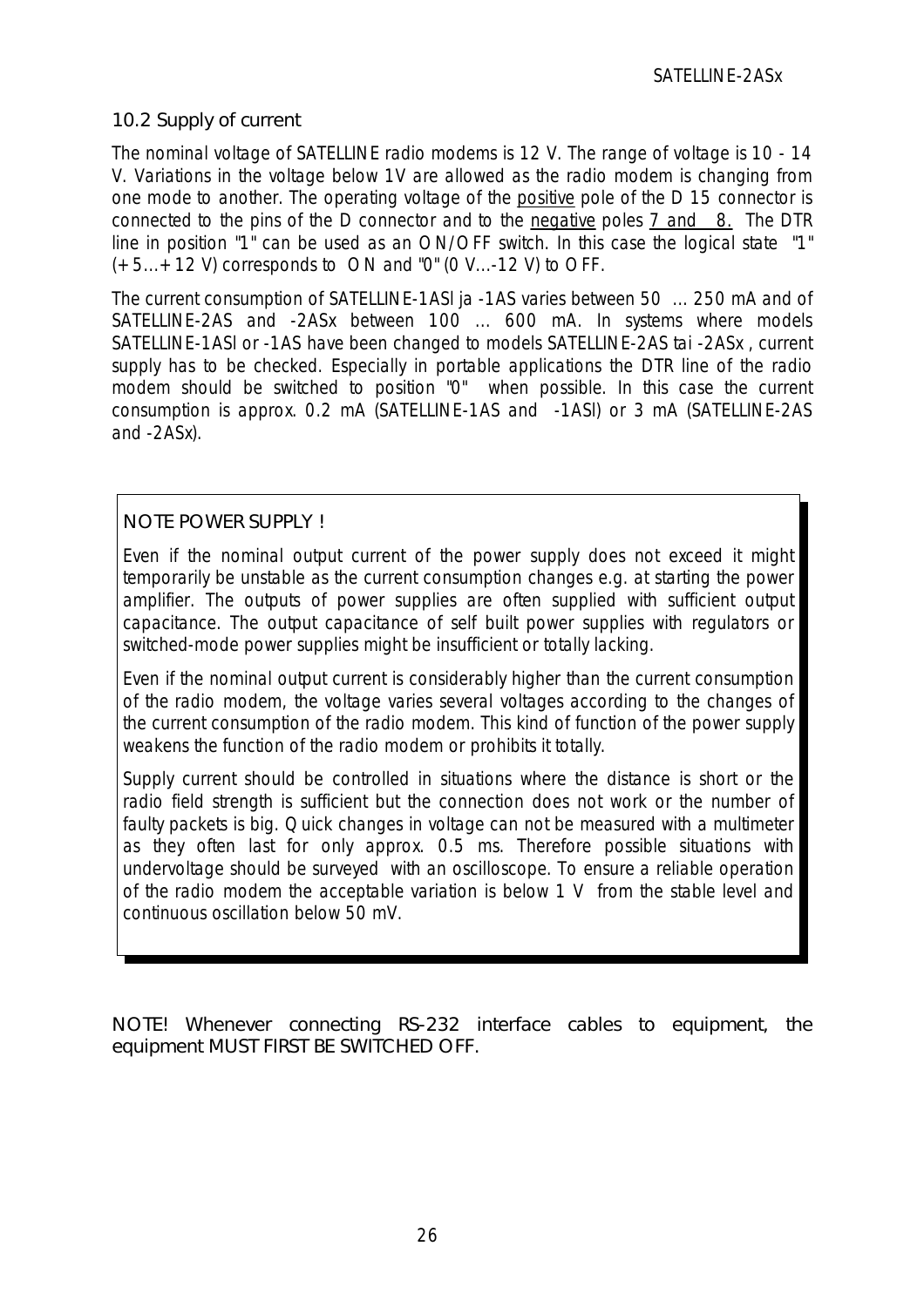## 10.2 Supply of current

The nominal voltage of SATELLINE radio modems is 12 V. The range of voltage is 10 - 14 V. Variations in the voltage below 1V are allowed as the radio modem is changing from one mode to another. The operating voltage of the positive pole of the D 15 connector is connected to the pins of the D connector and to the negative poles 7 and 8. The DTR line in position "1" can be used as an ON/OFF switch. In this case the logical state "1" (+5...+12 V) corresponds to ON and "0" (0 V...-12 V) to OFF.

The current consumption of SATELLINE-1ASl ja -1AS varies between 50 ... 250 mA and of SATELLINE-2AS and -2ASx between 100 ... 600 mA. In systems where models SATELLINE-1ASl or -1AS have been changed to models SATELLINE-2AS tai -2ASx , current supply has to be checked. Especially in portable applications the DTR line of the radio modem should be switched to position "0" when possible. In this case the current consumption is approx. 0.2 mA (SATELLINE-1AS and -1ASl) or 3 mA (SATELLINE-2AS and -2ASx).

NOTE POWER SUPPLY !

Even if the nominal output current of the power supply does not exceed it might temporarily be unstable as the current consumption changes e.g. at starting the power amplifier. The outputs of power supplies are often supplied with sufficient output capacitance. The output capacitance of self built power supplies with regulators or switched-mode power supplies might be insufficient or totally lacking.

Even if the nominal output current is considerably higher than the current consumption of the radio modem, the voltage varies several voltages according to the changes of the current consumption of the radio modem. This kind of function of the power supply weakens the function of the radio modem or prohibits it totally.

Supply current should be controlled in situations where the distance is short or the radio field strength is sufficient but the connection does not work or the number of faulty packets is big. Quick changes in voltage can not be measured with a multimeter as they often last for only approx. 0.5 ms. Therefore possible situations with undervoltage should be surveyed with an oscilloscope. To ensure a reliable operation of the radio modem the acceptable variation is below 1 V from the stable level and continuous oscillation below 50 mV.

NOTE! Whenever connecting RS-232 interface cables to equipment, the equipment MUST FIRST BE SWITCHED OFF.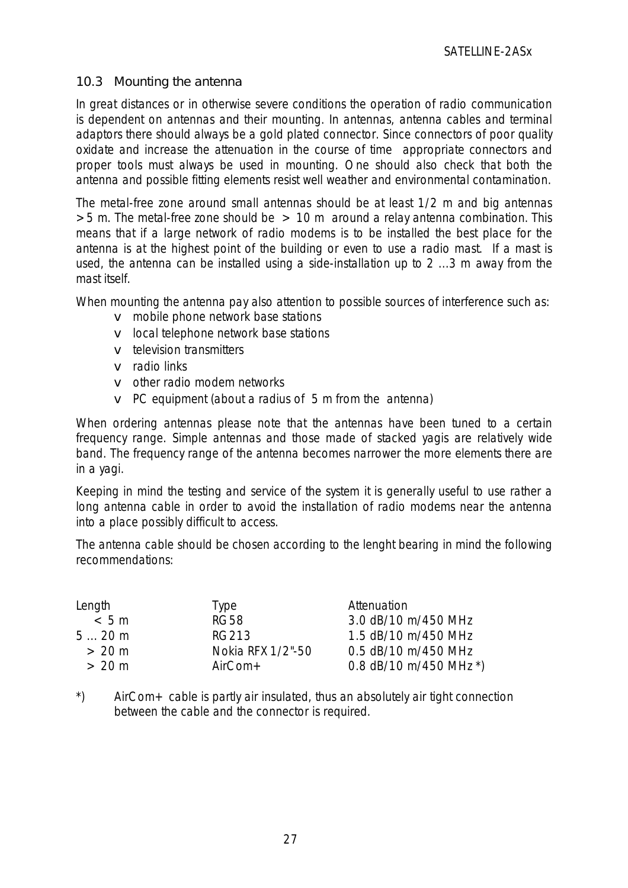## 10.3 Mounting the antenna

In great distances or in otherwise severe conditions the operation of radio communication is dependent on antennas and their mounting. In antennas, antenna cables and terminal adaptors there should always be a gold plated connector. Since connectors of poor quality oxidate and increase the attenuation in the course of time appropriate connectors and proper tools must always be used in mounting. One should also check that both the antenna and possible fitting elements resist well weather and environmental contamination.

The metal-free zone around small antennas should be at least 1/2 m and big antennas >5 m. The metal-free zone should be > 10 m around a relay antenna combination. This means that if a large network of radio modems is to be installed the best place for the antenna is at the highest point of the building or even to use a radio mast. If a mast is used, the antenna can be installed using a side-installation up to 2 ...3 m away from the mast itself.

When mounting the antenna pay also attention to possible sources of interference such as:

- mobile phone network base stations
- local telephone network base stations
- television transmitters
- radio links
- other radio modem networks
- PC equipment (about a radius of 5 m from the antenna)

When ordering antennas please note that the antennas have been tuned to a certain frequency range. Simple antennas and those made of stacked yagis are relatively wide band. The frequency range of the antenna becomes narrower the more elements there are in a yagi.

Keeping in mind the testing and service of the system it is generally useful to use rather a long antenna cable in order to avoid the installation of radio modems near the antenna into a place possibly difficult to access.

The antenna cable should be chosen according to the lenght bearing in mind the following recommendations:

| Length | Type | Attenuation |
|---|---|---|
| < 5 m | RG58 | 3.0 dB/10 m/450 MHz |
| 5 ... 20 m | RG213 | 1.5 dB/10 m/450 MHz |
| > 20 m | Nokia RFX 1/2"-50 | 0.5 dB/10 m/450 MHz |
| > 20 m | AirCom+ | 0.8 dB/10 m/450 MHz *) |

*) AirCom+ cable is partly air insulated, thus an absolutely air tight connection between the cable and the connector is required.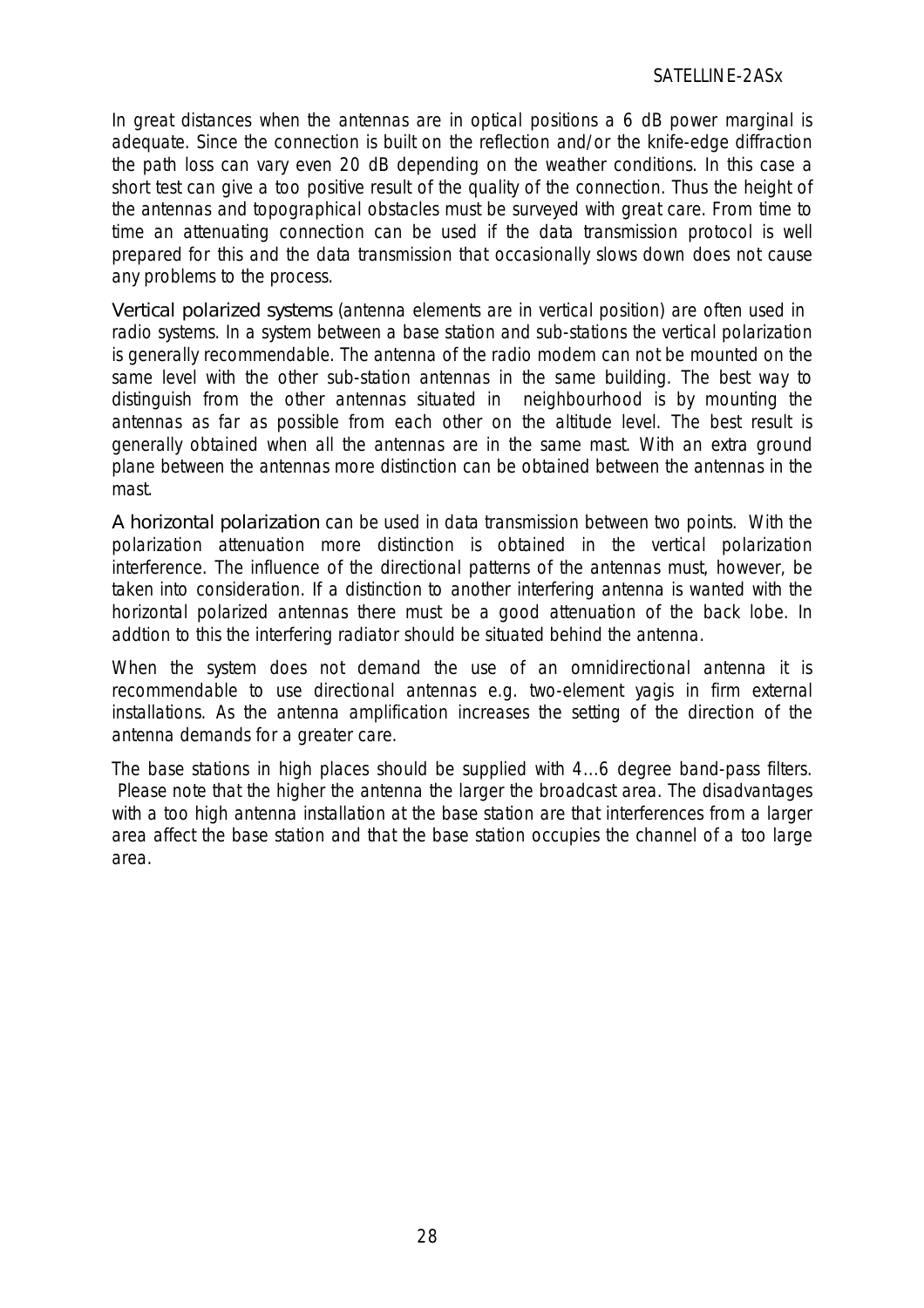In great distances when the antennas are in optical positions a 6 dB power marginal is adequate. Since the connection is built on the reflection and/or the knife-edge diffraction the path loss can vary even 20 dB depending on the weather conditions. In this case a short test can give a too positive result of the quality of the connection. Thus the height of the antennas and topographical obstacles must be surveyed with great care. From time to time an attenuating connection can be used if the data transmission protocol is well prepared for this and the data transmission that occasionally slows down does not cause any problems to the process.

Vertical polarized systems (antenna elements are in vertical position) are often used in radio systems. In a system between a base station and sub-stations the vertical polarization is generally recommendable. The antenna of the radio modem can not be mounted on the same level with the other sub-station antennas in the same building. The best way to distinguish from the other antennas situated in neighbourhood is by mounting the antennas as far as possible from each other on the altitude level. The best result is generally obtained when all the antennas are in the same mast. With an extra ground plane between the antennas more distinction can be obtained between the antennas in the mast.

A horizontal polarization can be used in data transmission between two points. With the polarization attenuation more distinction is obtained in the vertical polarization interference. The influence of the directional patterns of the antennas must, however, be taken into consideration. If a distinction to another interfering antenna is wanted with the horizontal polarized antennas there must be a good attenuation of the back lobe. In addtion to this the interfering radiator should be situated behind the antenna.

When the system does not demand the use of an omnidirectional antenna it is recommendable to use directional antennas e.g. two-element yagis in firm external installations. As the antenna amplification increases the setting of the direction of the antenna demands for a greater care.

The base stations in high places should be supplied with 4...6 degree band-pass filters. Please note that the higher the antenna the larger the broadcast area. The disadvantages with a too high antenna installation at the base station are that interferences from a larger area affect the base station and that the base station occupies the channel of a too large area.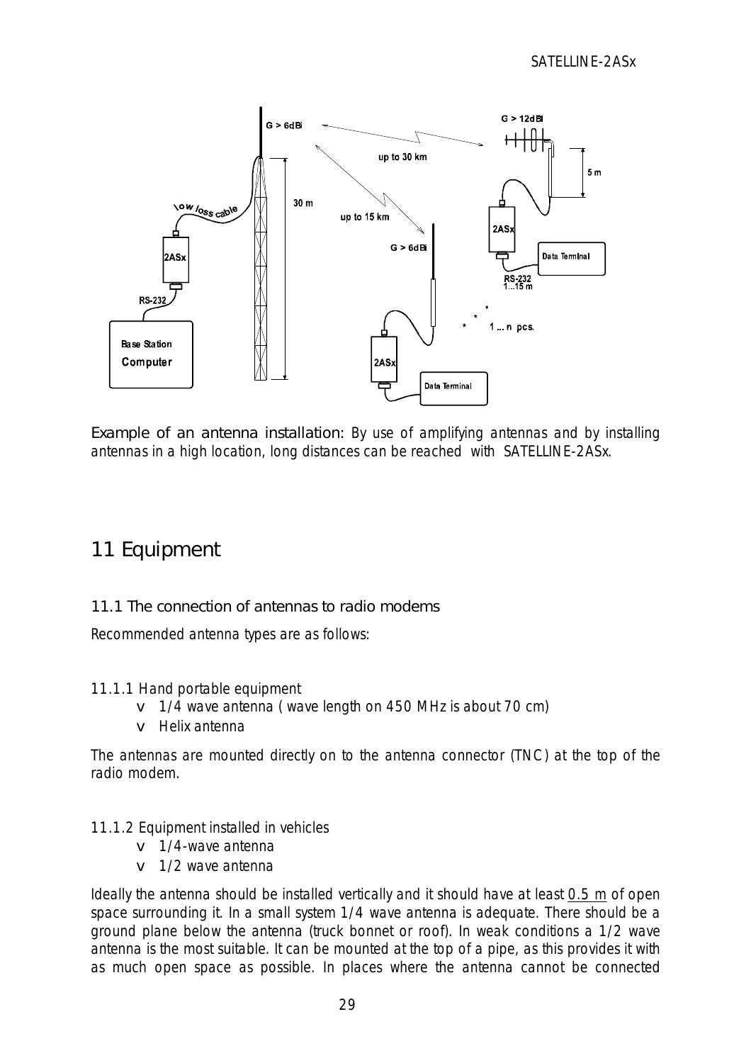Example of an antenna installation: By use of amplifying antennas and by installing antennas in a high location, long distances can be reached with SATELLINE-2ASx.

# 11 Equipment

## 11.1 The connection of antennas to radio modems

Recommended antenna types are as follows:

### 11.1.1 Hand portable equipment

- 1/4 wave antenna ( wave length on 450 MHz is about 70 cm)
- Helix antenna

The antennas are mounted directly on to the antenna connector (TNC) at the top of the radio modem.

### 11.1.2 Equipment installed in vehicles

- 1/4-wave antenna
- 1/2 wave antenna

Ideally the antenna should be installed vertically and it should have at least 0.5 m of open space surrounding it. In a small system 1/4 wave antenna is adequate. There should be a ground plane below the antenna (truck bonnet or roof). In weak conditions a 1/2 wave antenna is the most suitable. It can be mounted at the top of a pipe, as this provides it with as much open space as possible. In places where the antenna cannot be connected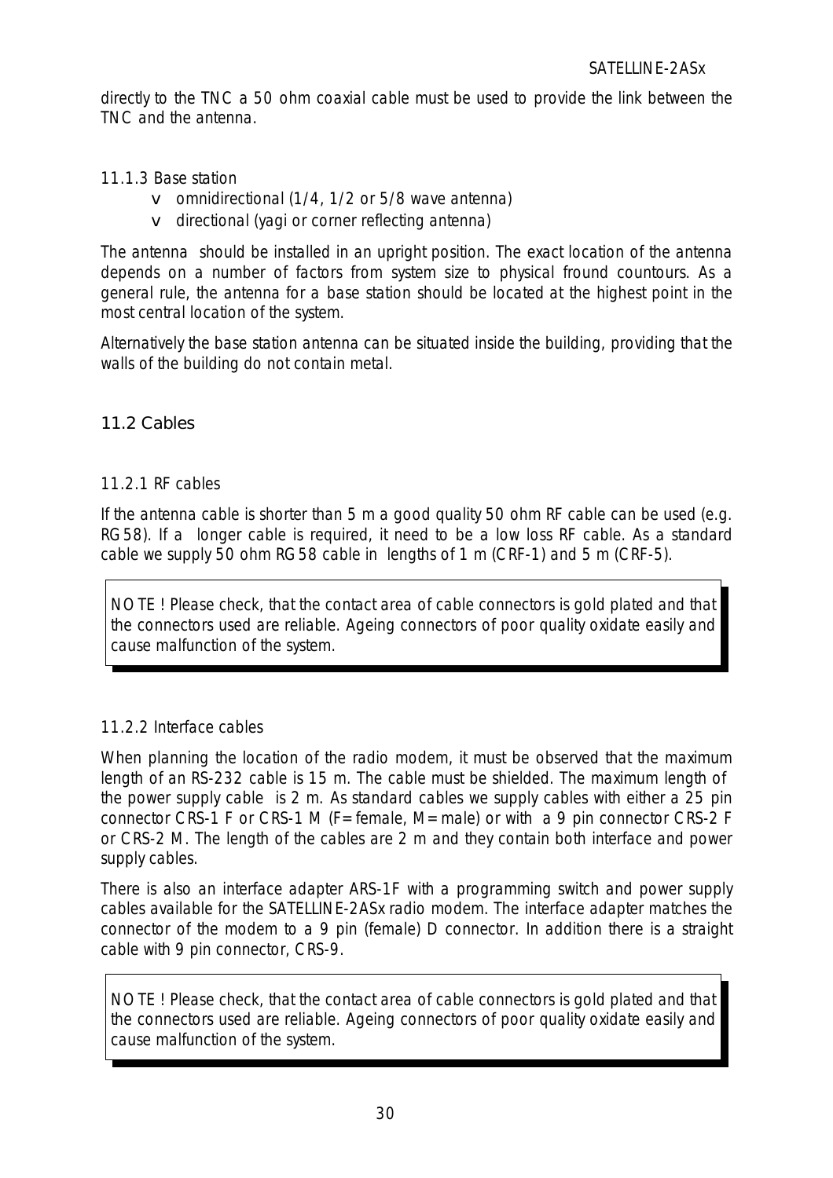directly to the TNC a 50 ohm coaxial cable must be used to provide the link between the TNC and the antenna.

#### 11.1.3 Base station

- omnidirectional (1/4, 1/2 or 5/8 wave antenna)
- directional (yagi or corner reflecting antenna)

The antenna should be installed in an upright position. The exact location of the antenna depends on a number of factors from system size to physical fround countours. As a general rule, the antenna for a base station should be located at the highest point in the most central location of the system.

Alternatively the base station antenna can be situated inside the building, providing that the walls of the building do not contain metal.

### 11.2 Cables

#### 11.2.1 RF cables

If the antenna cable is shorter than 5 m a good quality 50 ohm RF cable can be used (e.g. RG58). If a longer cable is required, it need to be a low loss RF cable. As a standard cable we supply 50 ohm RG58 cable in lengths of 1 m (CRF-1) and 5 m (CRF-5).

> NOTE ! Please check, that the contact area of cable connectors is gold plated and that the connectors used are reliable. Ageing connectors of poor quality oxidate easily and cause malfunction of the system.

#### 11.2.2 Interface cables

When planning the location of the radio modem, it must be observed that the maximum length of an RS-232 cable is 15 m. The cable must be shielded. The maximum length of the power supply cable is 2 m. As standard cables we supply cables with either a 25 pin connector CRS-1 F or CRS-1 M (F= female, M= male) or with a 9 pin connector CRS-2 F or CRS-2 M. The length of the cables are 2 m and they contain both interface and power supply cables.

There is also an interface adapter ARS-1F with a programming switch and power supply cables available for the SATELLINE-2ASx radio modem. The interface adapter matches the connector of the modem to a 9 pin (female) D connector. In addition there is a straight cable with 9 pin connector, CRS-9.

> NOTE ! Please check, that the contact area of cable connectors is gold plated and that the connectors used are reliable. Ageing connectors of poor quality oxidate easily and cause malfunction of the system.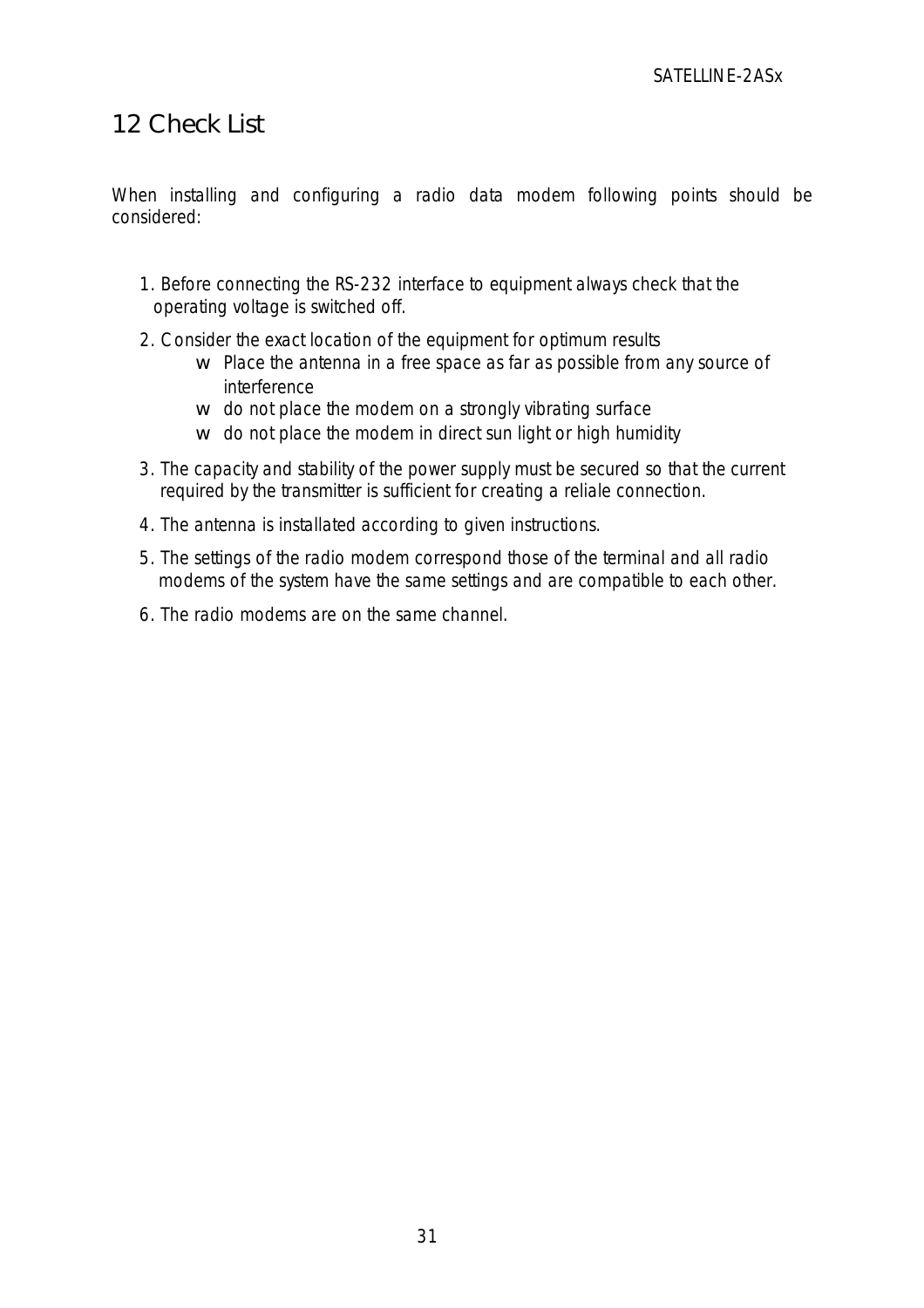# 12 Check List

When installing and configuring a radio data modem following points should be considered:

1. Before connecting the RS-232 interface to equipment always check that the operating voltage is switched off.
2. Consider the exact location of the equipment for optimum results
   - Place the antenna in a free space as far as possible from any source of interference
   - do not place the modem on a strongly vibrating surface
   - do not place the modem in direct sun light or high humidity
3. The capacity and stability of the power supply must be secured so that the current required by the transmitter is sufficient for creating a reliale connection.
4. The antenna is installated according to given instructions.
5. The settings of the radio modem correspond those of the terminal and all radio modems of the system have the same settings and are compatible to each other.
6. The radio modems are on the same channel.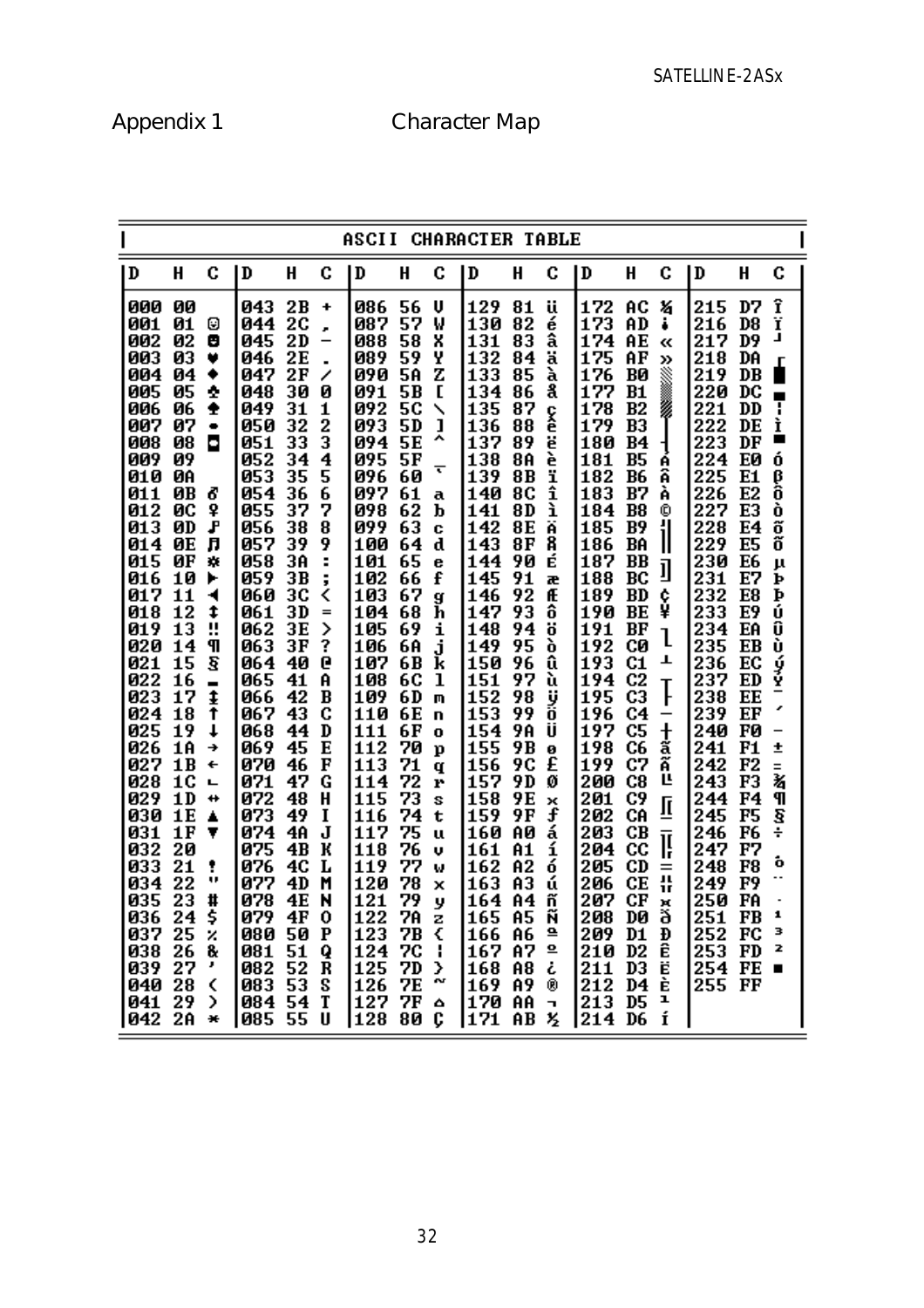# Appendix 1 Character Map

**ASCII CHARACTER TABLE**

| D | H | C | D | H | C | D | H | C | D | H | C | D | H | C | D | H | C |
|---|---|---|---|---|---|---|---|---|---|---|---|---|---|---|---|---|---|
| 000 | 00 | | 043 | 2B | + | 086 | 56 | V | 129 | 81 | ü | 172 | AC | ¼ | 215 | D7 | Î |
| 001 | 01 | ☺ | 044 | 2C | , | 087 | 57 | W | 130 | 82 | é | 173 | AD | ¡ | 216 | D8 | Ï |
| 002 | 02 | ☻ | 045 | 2D | - | 088 | 58 | X | 131 | 83 | â | 174 | AE | « | 217 | D9 | ┘ |
| 003 | 03 | ♥ | 046 | 2E | . | 089 | 59 | Y | 132 | 84 | ä | 175 | AF | » | 218 | DA | ┌ |
| 004 | 04 | ♦ | 047 | 2F | / | 090 | 5A | Z | 133 | 85 | à | 176 | B0 | ░ | 219 | DB | █ |
| 005 | 05 | ♣ | 048 | 30 | 0 | 091 | 5B | [ | 134 | 86 | å | 177 | B1 | ▒ | 220 | DC | ▄ |
| 006 | 06 | ♠ | 049 | 31 | 1 | 092 | 5C | \ | 135 | 87 | ç | 178 | B2 | ▓ | 221 | DD | ¦ |
| 007 | 07 | • | 050 | 32 | 2 | 093 | 5D | ] | 136 | 88 | ê | 179 | B3 | │ | 222 | DE | Ì |
| 008 | 08 | ◘ | 051 | 33 | 3 | 094 | 5E | ^ | 137 | 89 | ë | 180 | B4 | ┤ | 223 | DF | ▀ |
| 009 | 09 | | 052 | 34 | 4 | 095 | 5F | _ | 138 | 8A | è | 181 | B5 | Á | 224 | E0 | Ó |
| 010 | 0A | | 053 | 35 | 5 | 096 | 60 | ` | 139 | 8B | ï | 182 | B6 | Â | 225 | E1 | ß |
| 011 | 0B | ♂ | 054 | 36 | 6 | 097 | 61 | a | 140 | 8C | î | 183 | B7 | À | 226 | E2 | Ô |
| 012 | 0C | ♀ | 055 | 37 | 7 | 098 | 62 | b | 141 | 8D | ì | 184 | B8 | © | 227 | E3 | Ò |
| 013 | 0D | ♪ | 056 | 38 | 8 | 099 | 63 | c | 142 | 8E | Ä | 185 | B9 | ╣ | 228 | E4 | õ |
| 014 | 0E | ♫ | 057 | 39 | 9 | 100 | 64 | d | 143 | 8F | Å | 186 | BA | ║ | 229 | E5 | Õ |
| 015 | 0F | ☼ | 058 | 3A | : | 101 | 65 | e | 144 | 90 | É | 187 | BB | ╗ | 230 | E6 | µ |
| 016 | 10 | ► | 059 | 3B | ; | 102 | 66 | f | 145 | 91 | æ | 188 | BC | ╝ | 231 | E7 | þ |
| 017 | 11 | ◄ | 060 | 3C | < | 103 | 67 | g | 146 | 92 | Æ | 189 | BD | ¢ | 232 | E8 | Þ |
| 018 | 12 | ↕ | 061 | 3D | = | 104 | 68 | h | 147 | 93 | ô | 190 | BE | ¥ | 233 | E9 | Ú |
| 019 | 13 | ‼ | 062 | 3E | > | 105 | 69 | i | 148 | 94 | ö | 191 | BF | ┐ | 234 | EA | Û |
| 020 | 14 | ¶ | 063 | 3F | ? | 106 | 6A | j | 149 | 95 | ò | 192 | C0 | └ | 235 | EB | Ù |
| 021 | 15 | § | 064 | 40 | @ | 107 | 6B | k | 150 | 96 | û | 193 | C1 | ┴ | 236 | EC | ý |
| 022 | 16 | ▬ | 065 | 41 | A | 108 | 6C | l | 151 | 97 | ù | 194 | C2 | ┬ | 237 | ED | Ý |
| 023 | 17 | ↨ | 066 | 42 | B | 109 | 6D | m | 152 | 98 | ÿ | 195 | C3 | ├ | 238 | EE | ¯ |
| 024 | 18 | ↑ | 067 | 43 | C | 110 | 6E | n | 153 | 99 | Ö | 196 | C4 | ─ | 239 | EF | ´ |
| 025 | 19 | ↓ | 068 | 44 | D | 111 | 6F | o | 154 | 9A | Ü | 197 | C5 | ┼ | 240 | F0 | - |
| 026 | 1A | → | 069 | 45 | E | 112 | 70 | p | 155 | 9B | ø | 198 | C6 | ã | 241 | F1 | ± |
| 027 | 1B | ← | 070 | 46 | F | 113 | 71 | q | 156 | 9C | £ | 199 | C7 | Ã | 242 | F2 | ‗ |
| 028 | 1C | ∟ | 071 | 47 | G | 114 | 72 | r | 157 | 9D | Ø | 200 | C8 | ╚ | 243 | F3 | ¾ |
| 029 | 1D | ↔ | 072 | 48 | H | 115 | 73 | s | 158 | 9E | × | 201 | C9 | ╔ | 244 | F4 | ¶ |
| 030 | 1E | ▲ | 073 | 49 | I | 116 | 74 | t | 159 | 9F | ƒ | 202 | CA | ╩ | 245 | F5 | § |
| 031 | 1F | ▼ | 074 | 4A | J | 117 | 75 | u | 160 | A0 | á | 203 | CB | ╦ | 246 | F6 | ÷ |
| 032 | 20 | | 075 | 4B | K | 118 | 76 | v | 161 | A1 | í | 204 | CC | ╠ | 247 | F7 | ¸ |
| 033 | 21 | ! | 076 | 4C | L | 119 | 77 | w | 162 | A2 | ó | 205 | CD | ═ | 248 | F8 | ° |
| 034 | 22 | " | 077 | 4D | M | 120 | 78 | x | 163 | A3 | ú | 206 | CE | ╬ | 249 | F9 | ¨ |
| 035 | 23 | # | 078 | 4E | N | 121 | 79 | y | 164 | A4 | ñ | 207 | CF | ¤ | 250 | FA | · |
| 036 | 24 | $ | 079 | 4F | O | 122 | 7A | z | 165 | A5 | Ñ | 208 | D0 | ð | 251 | FB | ¹ |
| 037 | 25 | % | 080 | 50 | P | 123 | 7B | { | 166 | A6 | ª | 209 | D1 | Ð | 252 | FC | ³ |
| 038 | 26 | & | 081 | 51 | Q | 124 | 7C | ¦ | 167 | A7 | º | 210 | D2 | Ê | 253 | FD | ² |
| 039 | 27 | ' | 082 | 52 | R | 125 | 7D | } | 168 | A8 | ¿ | 211 | D3 | Ë | 254 | FE | ■ |
| 040 | 28 | ( | 083 | 53 | S | 126 | 7E | ~ | 169 | A9 | ® | 212 | D4 | È | 255 | FF | |
| 041 | 29 | ) | 084 | 54 | T | 127 | 7F | ⌂ | 170 | AA | ¬ | 213 | D5 | ı | | | |
| 042 | 2A | * | 085 | 55 | U | 128 | 80 | Ç | 171 | AB | ½ | 214 | D6 | Í | | | |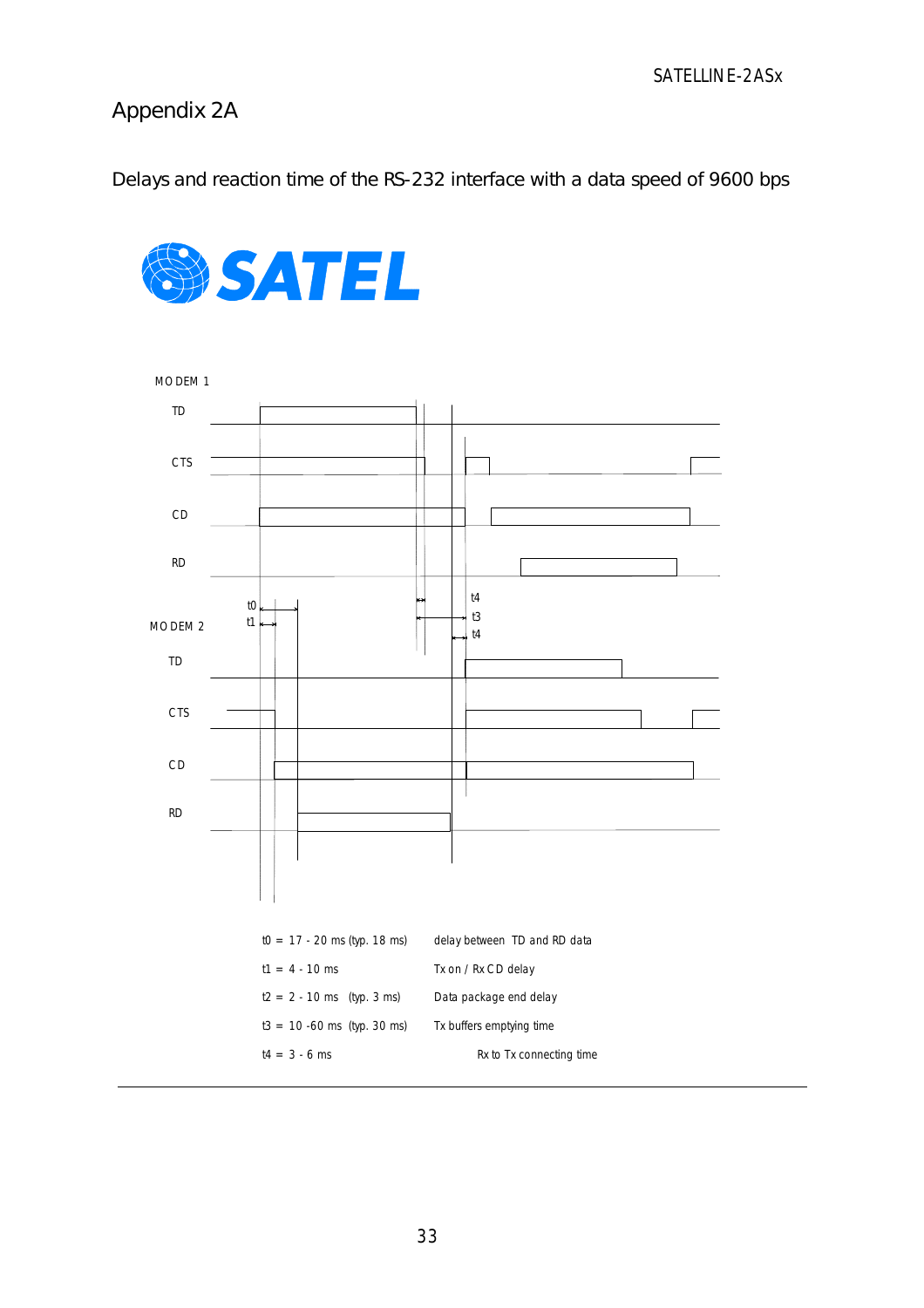# Appendix 2A

Delays and reaction time of the RS-232 interface with a data speed of 9600 bps

MODEM 1

TD

CTS

CD

RD

MODEM 2

TD

CTS

CD

RD

| | | |
|---|---|---|
| t0 = 17 - 20 ms (typ. 18 ms) | | delay between TD and RD data |
| t1 = 4 - 10 ms | | Tx on / Rx CD delay |
| t2 = 2 - 10 ms | (typ. 3 ms) | Data package end delay |
| t3 = 10 -60 ms | (typ. 30 ms) | Tx buffers emptying time |
| t4 = 3 - 6 ms | | Rx to Tx connecting time |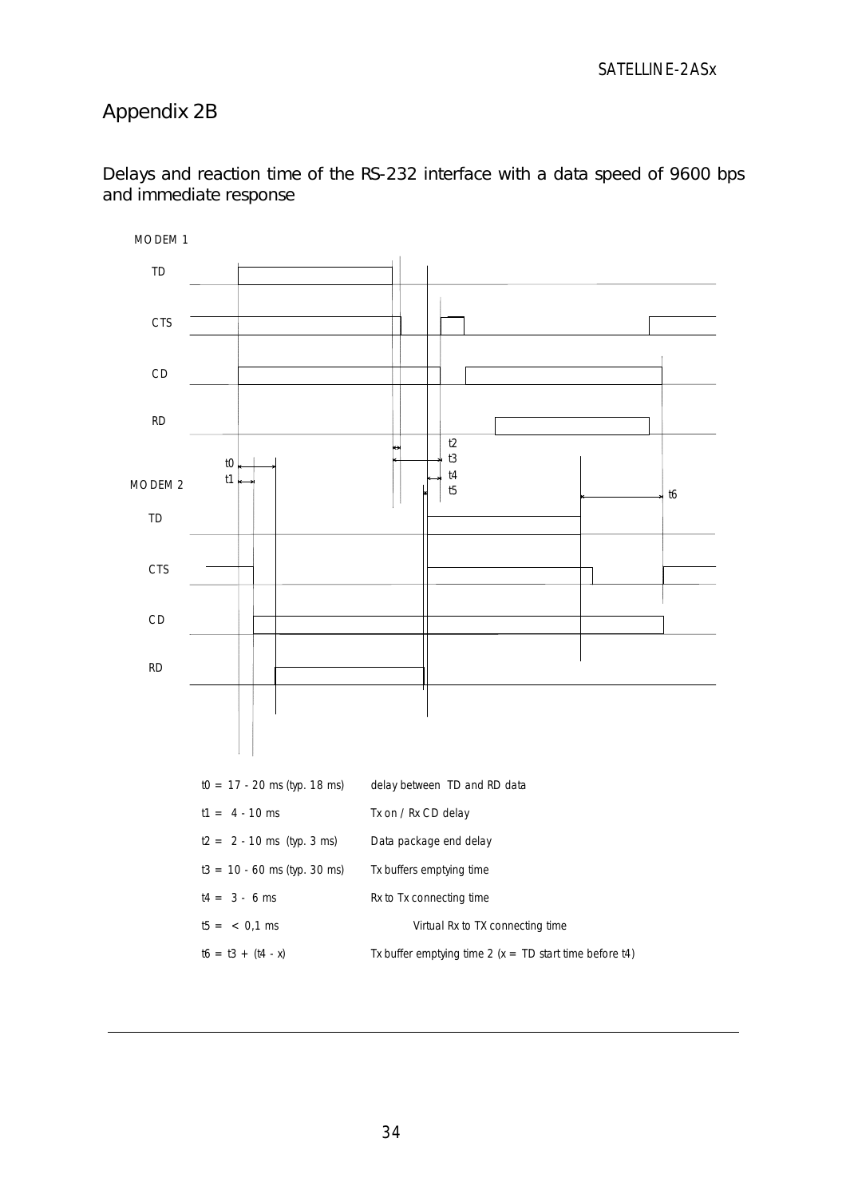# Appendix 2B

## Delays and reaction time of the RS-232 interface with a data speed of 9600 bps and immediate response

MODEM 1

TD

CTS

CD

RD

MODEM 2

TD

CTS

CD

RD

| | |
|---|---|
| $t0$ = 17 - 20 ms (typ. 18 ms) | delay between TD and RD data |
| $t1$ = 4 - 10 ms | Tx on / Rx CD delay |
| $t2$ = 2 - 10 ms (typ. 3 ms) | Data package end delay |
| $t3$ = 10 - 60 ms (typ. 30 ms) | Tx buffers emptying time |
| $t4$ = 3 - 6 ms | Rx to Tx connecting time |
| $t5$ = < 0,1 ms | Virtual Rx to TX connecting time |
| $t6 = t3 + (t4 - x)$ | Tx buffer emptying time 2 (x = TD start time before t4) |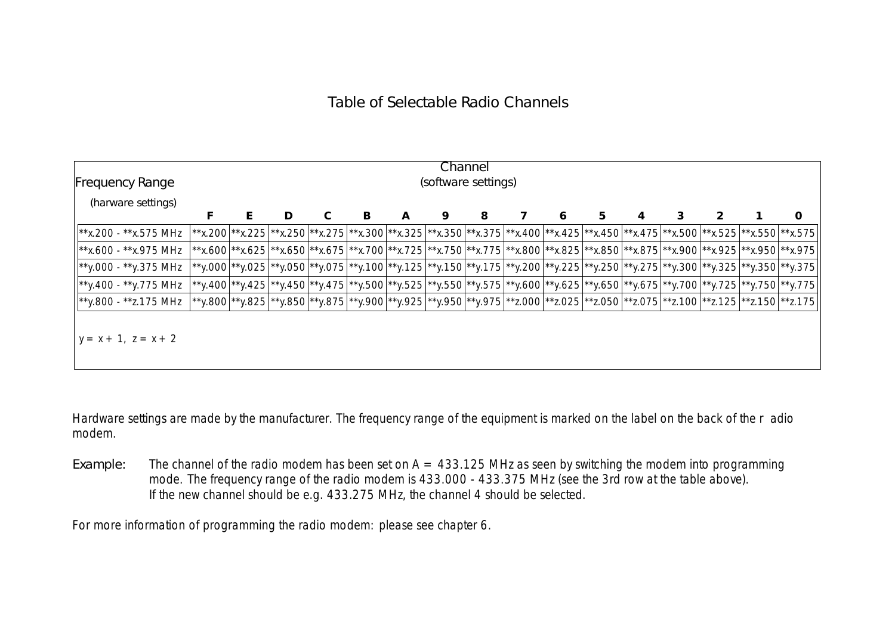# Table of Selectable Radio Channels

| Frequency Range (harware settings) | Channel (software settings) | | | | | | | | | | | | | | | |
|---|---|---|---|---|---|---|---|---|---|---|---|---|---|---|---|---|
| | F | E | D | C | B | A | 9 | 8 | 7 | 6 | 5 | 4 | 3 | 2 | 1 | 0 |
| **x.200 - **x.575 MHz | **x.200 | **x.225 | **x.250 | **x.275 | **x.300 | **x.325 | **x.350 | **x.375 | **x.400 | **x.425 | **x.450 | **x.475 | **x.500 | **x.525 | **x.550 | **x.575 |
| **x.600 - **x.975 MHz | **x.600 | **x.625 | **x.650 | **x.675 | **x.700 | **x.725 | **x.750 | **x.775 | **x.800 | **x.825 | **x.850 | **x.875 | **x.900 | **x.925 | **x.950 | **x.975 |
| **y.000 - **y.375 MHz | **y.000 | **y.025 | **y.050 | **y.075 | **y.100 | **y.125 | **y.150 | **y.175 | **y.200 | **y.225 | **y.250 | **y.275 | **y.300 | **y.325 | **y.350 | **y.375 |
| **y.400 - **y.775 MHz | **y.400 | **y.425 | **y.450 | **y.475 | **y.500 | **y.525 | **y.550 | **y.575 | **y.600 | **y.625 | **y.650 | **y.675 | **y.700 | **y.725 | **y.750 | **y.775 |
| **y.800 - **z.175 MHz | **y.800 | **y.825 | **y.850 | **y.875 | **y.900 | **y.925 | **y.950 | **y.975 | **z.000 | **z.025 | **z.050 | **z.075 | **z.100 | **z.125 | **z.150 | **z.175 |

$y = x + 1$, $z = x + 2$

Hardware settings are made by the manufacturer. The frequency range of the equipment is marked on the label on the back of the radio modem.

Example: The channel of the radio modem has been set on A = 433.125 MHz as seen by switching the modem into programming mode. The frequency range of the radio modem is 433.000 - 433.375 MHz (see the 3rd row at the table above). If the new channel should be e.g. 433.275 MHz, the channel 4 should be selected.

For more information of programming the radio modem: please see chapter 6.